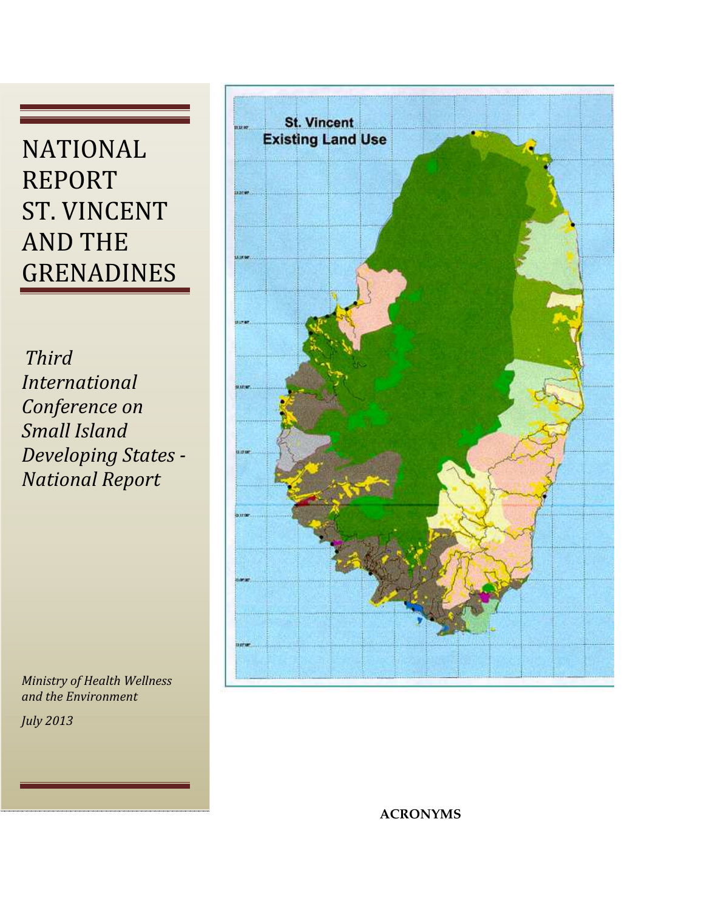# NATIONAL REPORT ST. VINCENT AND THE GRENADINES

*Third International Conference on Small Island Developing States - National Report*

St. Vincent
Existing Land Use

*Ministry of Health Wellness and the Environment*

*July 2013*

**ACRONYMS**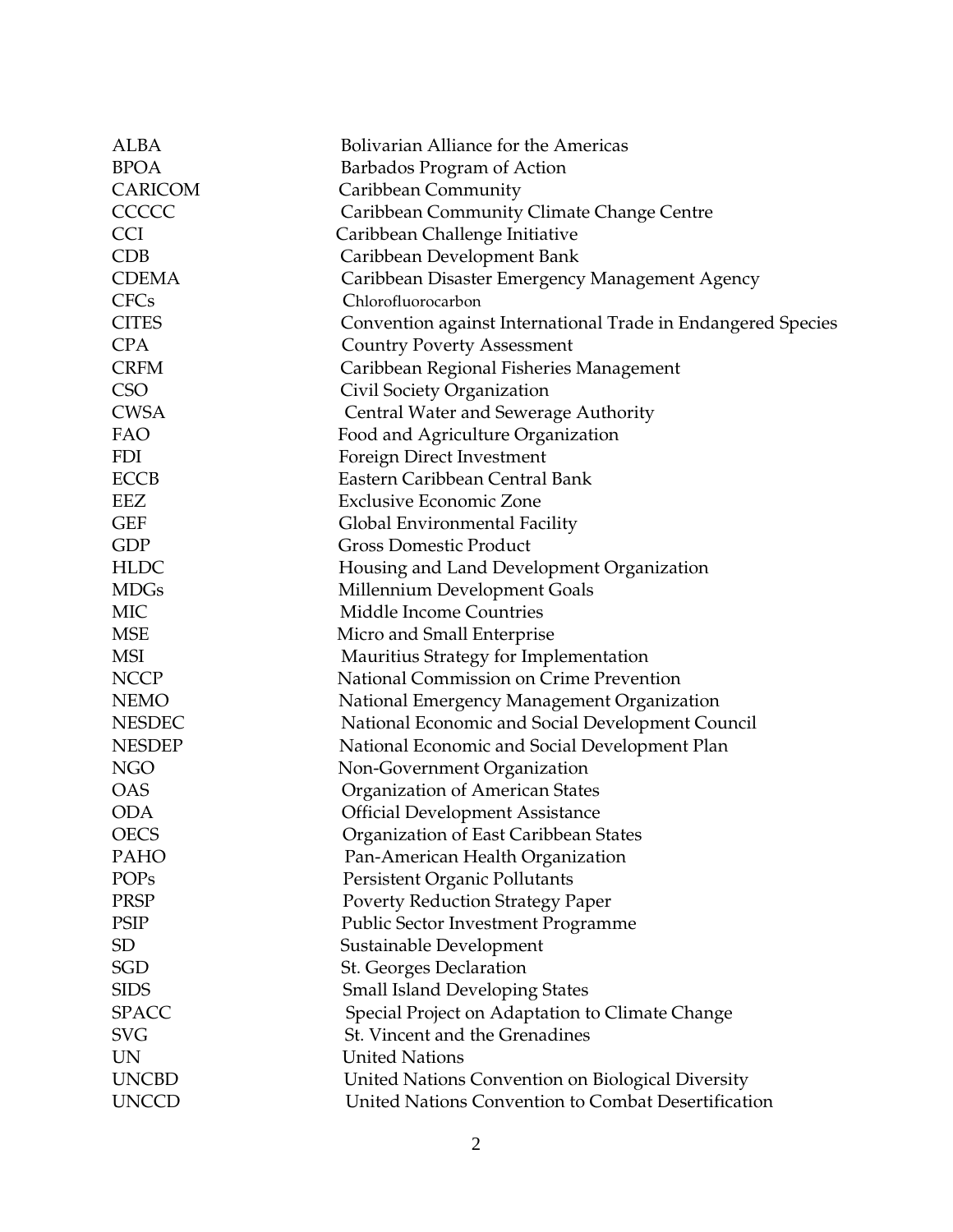| | |
|---|---|
| ALBA | Bolivarian Alliance for the Americas |
| BPOA | Barbados Program of Action |
| CARICOM | Caribbean Community |
| CCCCC | Caribbean Community Climate Change Centre |
| CCI | Caribbean Challenge Initiative |
| CDB | Caribbean Development Bank |
| CDEMA | Caribbean Disaster Emergency Management Agency |
| CFCs | Chlorofluorocarbon |
| CITES | Convention against International Trade in Endangered Species |
| CPA | Country Poverty Assessment |
| CRFM | Caribbean Regional Fisheries Management |
| CSO | Civil Society Organization |
| CWSA | Central Water and Sewerage Authority |
| FAO | Food and Agriculture Organization |
| FDI | Foreign Direct Investment |
| ECCB | Eastern Caribbean Central Bank |
| EEZ | Exclusive Economic Zone |
| GEF | Global Environmental Facility |
| GDP | Gross Domestic Product |
| HLDC | Housing and Land Development Organization |
| MDGs | Millennium Development Goals |
| MIC | Middle Income Countries |
| MSE | Micro and Small Enterprise |
| MSI | Mauritius Strategy for Implementation |
| NCCP | National Commission on Crime Prevention |
| NEMO | National Emergency Management Organization |
| NESDEC | National Economic and Social Development Council |
| NESDEP | National Economic and Social Development Plan |
| NGO | Non-Government Organization |
| OAS | Organization of American States |
| ODA | Official Development Assistance |
| OECS | Organization of East Caribbean States |
| PAHO | Pan-American Health Organization |
| POPs | Persistent Organic Pollutants |
| PRSP | Poverty Reduction Strategy Paper |
| PSIP | Public Sector Investment Programme |
| SD | Sustainable Development |
| SGD | St. Georges Declaration |
| SIDS | Small Island Developing States |
| SPACC | Special Project on Adaptation to Climate Change |
| SVG | St. Vincent and the Grenadines |
| UN | United Nations |
| UNCBD | United Nations Convention on Biological Diversity |
| UNCCD | United Nations Convention to Combat Desertification |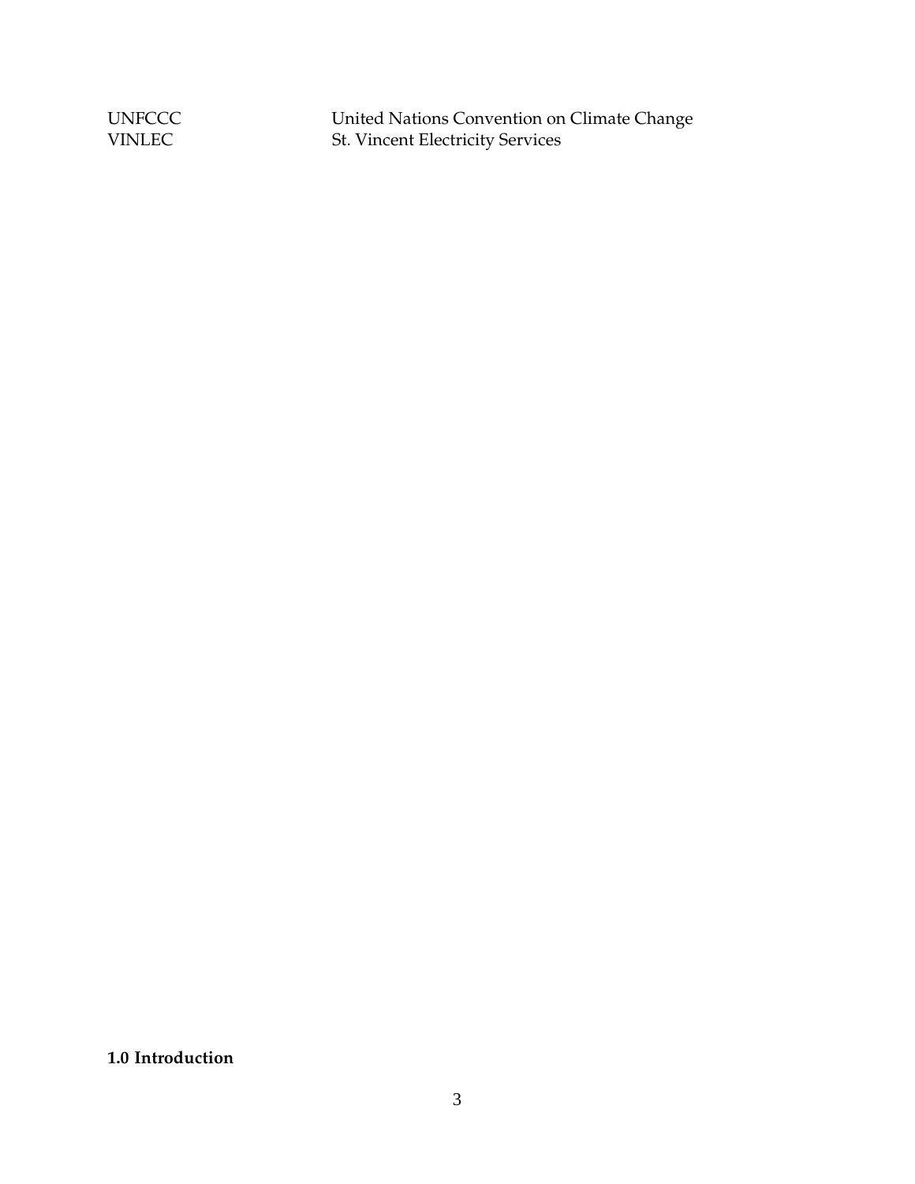| | |
|---|---|
| UNFCCC | United Nations Convention on Climate Change |
| VINLEC | St. Vincent Electricity Services |

## 1.0 Introduction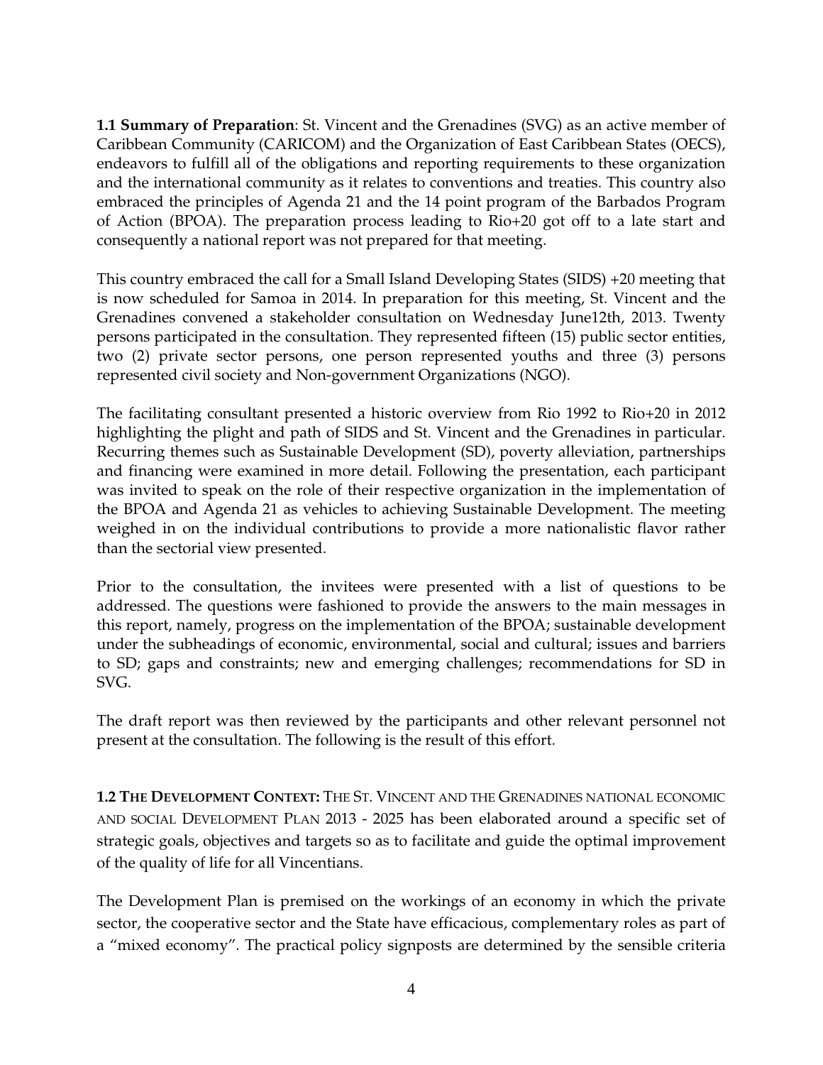**1.1 Summary of Preparation**: St. Vincent and the Grenadines (SVG) as an active member of Caribbean Community (CARICOM) and the Organization of East Caribbean States (OECS), endeavors to fulfill all of the obligations and reporting requirements to these organization and the international community as it relates to conventions and treaties. This country also embraced the principles of Agenda 21 and the 14 point program of the Barbados Program of Action (BPOA). The preparation process leading to Rio+20 got off to a late start and consequently a national report was not prepared for that meeting.

This country embraced the call for a Small Island Developing States (SIDS) +20 meeting that is now scheduled for Samoa in 2014. In preparation for this meeting, St. Vincent and the Grenadines convened a stakeholder consultation on Wednesday June12th, 2013. Twenty persons participated in the consultation. They represented fifteen (15) public sector entities, two (2) private sector persons, one person represented youths and three (3) persons represented civil society and Non-government Organizations (NGO).

The facilitating consultant presented a historic overview from Rio 1992 to Rio+20 in 2012 highlighting the plight and path of SIDS and St. Vincent and the Grenadines in particular. Recurring themes such as Sustainable Development (SD), poverty alleviation, partnerships and financing were examined in more detail. Following the presentation, each participant was invited to speak on the role of their respective organization in the implementation of the BPOA and Agenda 21 as vehicles to achieving Sustainable Development. The meeting weighed in on the individual contributions to provide a more nationalistic flavor rather than the sectorial view presented.

Prior to the consultation, the invitees were presented with a list of questions to be addressed. The questions were fashioned to provide the answers to the main messages in this report, namely, progress on the implementation of the BPOA; sustainable development under the subheadings of economic, environmental, social and cultural; issues and barriers to SD; gaps and constraints; new and emerging challenges; recommendations for SD in SVG.

The draft report was then reviewed by the participants and other relevant personnel not present at the consultation. The following is the result of this effort.

**1.2 The Development Context:** The St. Vincent and the Grenadines national economic and social Development Plan 2013 - 2025 has been elaborated around a specific set of strategic goals, objectives and targets so as to facilitate and guide the optimal improvement of the quality of life for all Vincentians.

The Development Plan is premised on the workings of an economy in which the private sector, the cooperative sector and the State have efficacious, complementary roles as part of a "mixed economy". The practical policy signposts are determined by the sensible criteria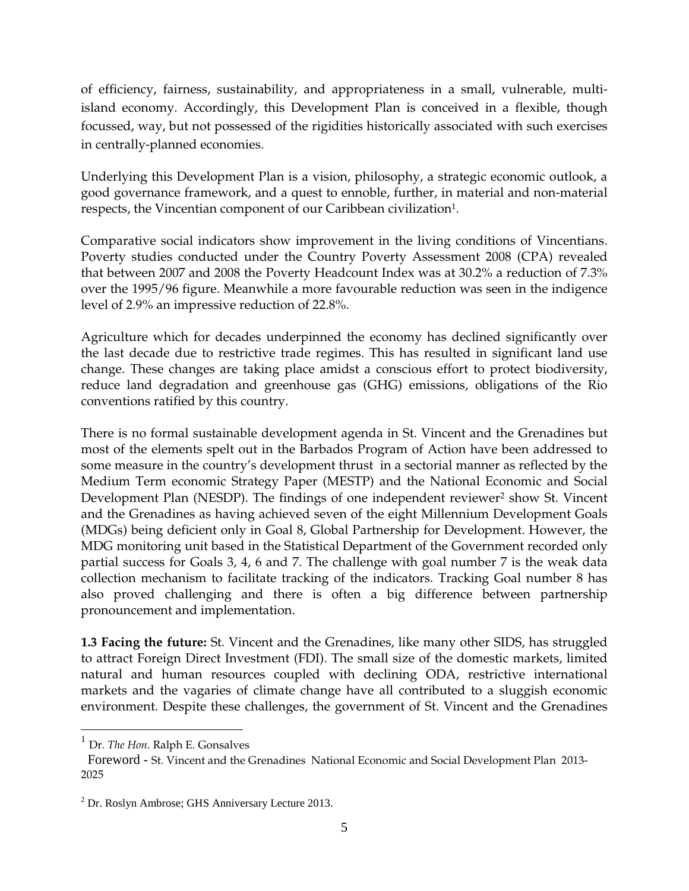of efficiency, fairness, sustainability, and appropriateness in a small, vulnerable, multi-island economy. Accordingly, this Development Plan is conceived in a flexible, though focussed, way, but not possessed of the rigidities historically associated with such exercises in centrally-planned economies.

Underlying this Development Plan is a vision, philosophy, a strategic economic outlook, a good governance framework, and a quest to ennoble, further, in material and non-material respects, the Vincentian component of our Caribbean civilization[1].

Comparative social indicators show improvement in the living conditions of Vincentians. Poverty studies conducted under the Country Poverty Assessment 2008 (CPA) revealed that between 2007 and 2008 the Poverty Headcount Index was at 30.2% a reduction of 7.3% over the 1995/96 figure. Meanwhile a more favourable reduction was seen in the indigence level of 2.9% an impressive reduction of 22.8%.

Agriculture which for decades underpinned the economy has declined significantly over the last decade due to restrictive trade regimes. This has resulted in significant land use change. These changes are taking place amidst a conscious effort to protect biodiversity, reduce land degradation and greenhouse gas (GHG) emissions, obligations of the Rio conventions ratified by this country.

There is no formal sustainable development agenda in St. Vincent and the Grenadines but most of the elements spelt out in the Barbados Program of Action have been addressed to some measure in the country's development thrust in a sectorial manner as reflected by the Medium Term economic Strategy Paper (MESTP) and the National Economic and Social Development Plan (NESDP). The findings of one independent reviewer[2] show St. Vincent and the Grenadines as having achieved seven of the eight Millennium Development Goals (MDGs) being deficient only in Goal 8, Global Partnership for Development. However, the MDG monitoring unit based in the Statistical Department of the Government recorded only partial success for Goals 3, 4, 6 and 7. The challenge with goal number 7 is the weak data collection mechanism to facilitate tracking of the indicators. Tracking Goal number 8 has also proved challenging and there is often a big difference between partnership pronouncement and implementation.

**1.3 Facing the future:** St. Vincent and the Grenadines, like many other SIDS, has struggled to attract Foreign Direct Investment (FDI). The small size of the domestic markets, limited natural and human resources coupled with declining ODA, restrictive international markets and the vagaries of climate change have all contributed to a sluggish economic environment. Despite these challenges, the government of St. Vincent and the Grenadines

---

[1] Dr. *The Hon.* Ralph E. Gonsalves
Foreword - St. Vincent and the Grenadines National Economic and Social Development Plan 2013-2025

[2] Dr. Roslyn Ambrose; GHS Anniversary Lecture 2013.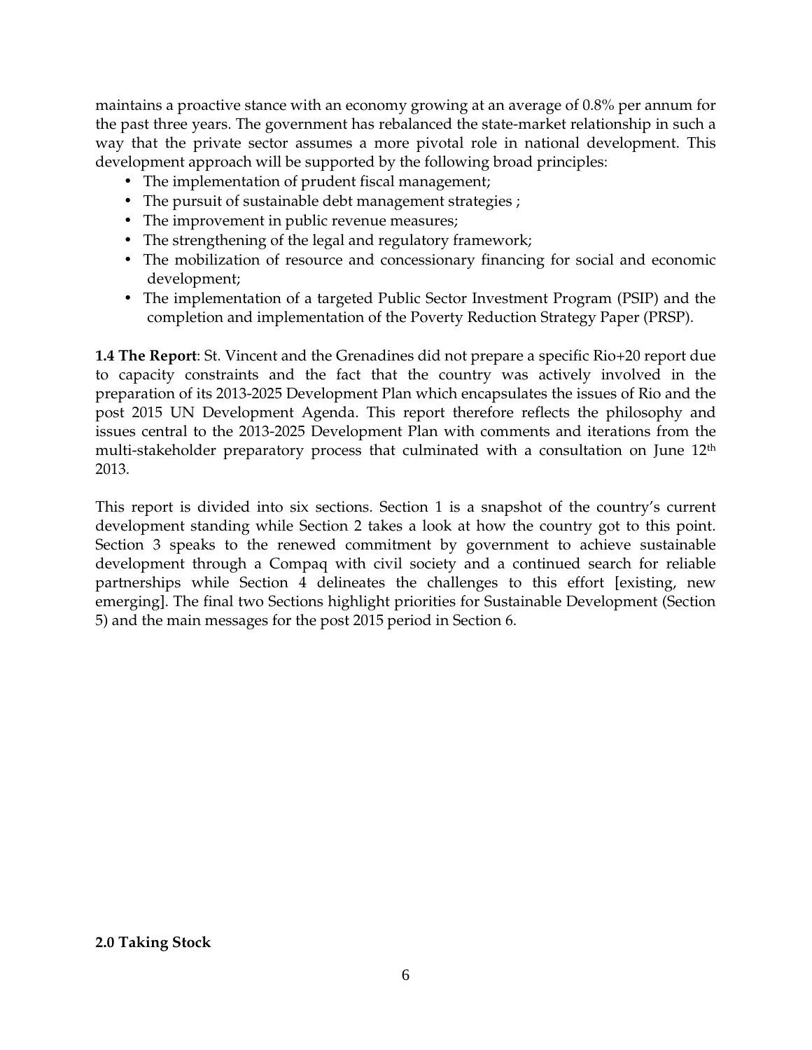maintains a proactive stance with an economy growing at an average of 0.8% per annum for the past three years. The government has rebalanced the state-market relationship in such a way that the private sector assumes a more pivotal role in national development. This development approach will be supported by the following broad principles:

- The implementation of prudent fiscal management;
- The pursuit of sustainable debt management strategies ;
- The improvement in public revenue measures;
- The strengthening of the legal and regulatory framework;
- The mobilization of resource and concessionary financing for social and economic development;
- The implementation of a targeted Public Sector Investment Program (PSIP) and the completion and implementation of the Poverty Reduction Strategy Paper (PRSP).

**1.4 The Report**: St. Vincent and the Grenadines did not prepare a specific Rio+20 report due to capacity constraints and the fact that the country was actively involved in the preparation of its 2013-2025 Development Plan which encapsulates the issues of Rio and the post 2015 UN Development Agenda. This report therefore reflects the philosophy and issues central to the 2013-2025 Development Plan with comments and iterations from the multi-stakeholder preparatory process that culminated with a consultation on June 12th 2013.

This report is divided into six sections. Section 1 is a snapshot of the country's current development standing while Section 2 takes a look at how the country got to this point. Section 3 speaks to the renewed commitment by government to achieve sustainable development through a Compaq with civil society and a continued search for reliable partnerships while Section 4 delineates the challenges to this effort [existing, new emerging]. The final two Sections highlight priorities for Sustainable Development (Section 5) and the main messages for the post 2015 period in Section 6.

**2.0 Taking Stock**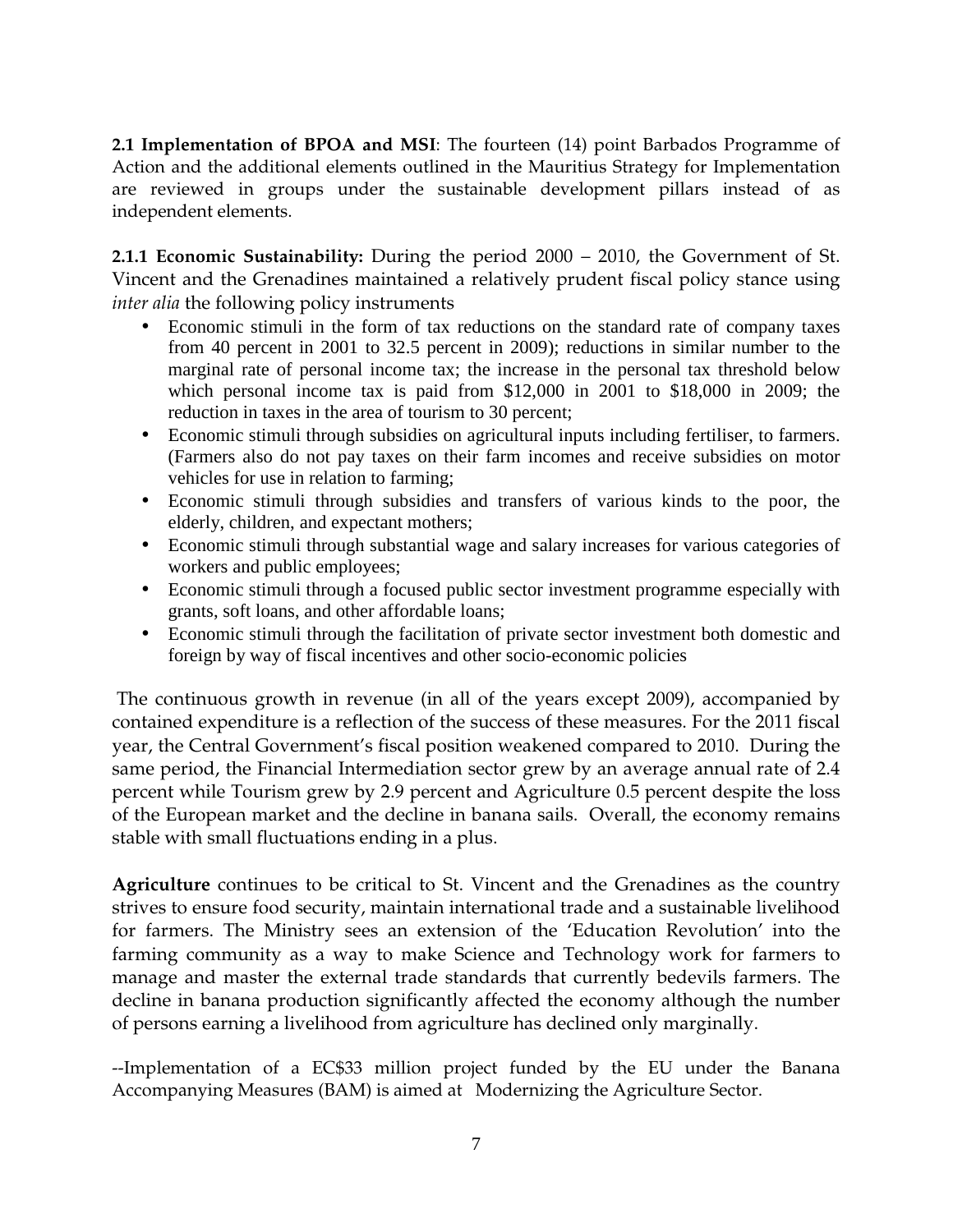**2.1 Implementation of BPOA and MSI**: The fourteen (14) point Barbados Programme of Action and the additional elements outlined in the Mauritius Strategy for Implementation are reviewed in groups under the sustainable development pillars instead of as independent elements.

**2.1.1 Economic Sustainability:** During the period 2000 – 2010, the Government of St. Vincent and the Grenadines maintained a relatively prudent fiscal policy stance using *inter alia* the following policy instruments

- Economic stimuli in the form of tax reductions on the standard rate of company taxes from 40 percent in 2001 to 32.5 percent in 2009); reductions in similar number to the marginal rate of personal income tax; the increase in the personal tax threshold below which personal income tax is paid from $12,000 in 2001 to $18,000 in 2009; the reduction in taxes in the area of tourism to 30 percent;
- Economic stimuli through subsidies on agricultural inputs including fertiliser, to farmers. (Farmers also do not pay taxes on their farm incomes and receive subsidies on motor vehicles for use in relation to farming;
- Economic stimuli through subsidies and transfers of various kinds to the poor, the elderly, children, and expectant mothers;
- Economic stimuli through substantial wage and salary increases for various categories of workers and public employees;
- Economic stimuli through a focused public sector investment programme especially with grants, soft loans, and other affordable loans;
- Economic stimuli through the facilitation of private sector investment both domestic and foreign by way of fiscal incentives and other socio-economic policies

The continuous growth in revenue (in all of the years except 2009), accompanied by contained expenditure is a reflection of the success of these measures. For the 2011 fiscal year, the Central Government's fiscal position weakened compared to 2010. During the same period, the Financial Intermediation sector grew by an average annual rate of 2.4 percent while Tourism grew by 2.9 percent and Agriculture 0.5 percent despite the loss of the European market and the decline in banana sails. Overall, the economy remains stable with small fluctuations ending in a plus.

**Agriculture** continues to be critical to St. Vincent and the Grenadines as the country strives to ensure food security, maintain international trade and a sustainable livelihood for farmers. The Ministry sees an extension of the 'Education Revolution' into the farming community as a way to make Science and Technology work for farmers to manage and master the external trade standards that currently bedevils farmers. The decline in banana production significantly affected the economy although the number of persons earning a livelihood from agriculture has declined only marginally.

--Implementation of a EC$33 million project funded by the EU under the Banana Accompanying Measures (BAM) is aimed at Modernizing the Agriculture Sector.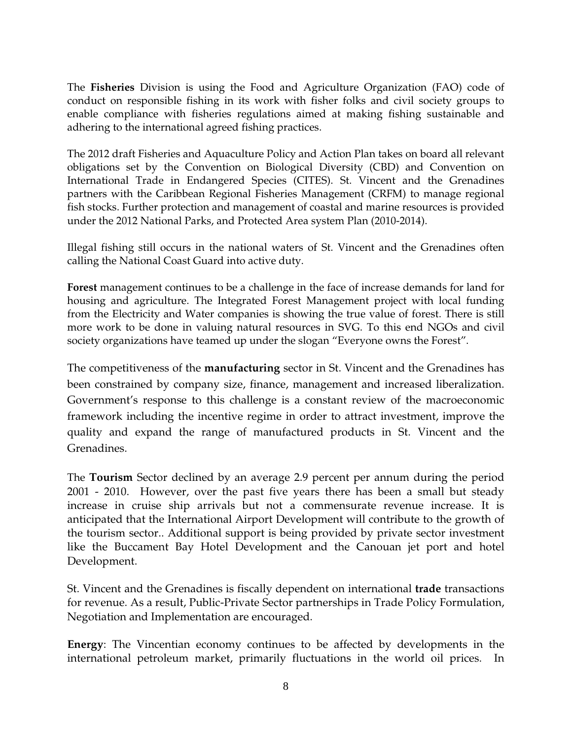The **Fisheries** Division is using the Food and Agriculture Organization (FAO) code of conduct on responsible fishing in its work with fisher folks and civil society groups to enable compliance with fisheries regulations aimed at making fishing sustainable and adhering to the international agreed fishing practices.

The 2012 draft Fisheries and Aquaculture Policy and Action Plan takes on board all relevant obligations set by the Convention on Biological Diversity (CBD) and Convention on International Trade in Endangered Species (CITES). St. Vincent and the Grenadines partners with the Caribbean Regional Fisheries Management (CRFM) to manage regional fish stocks. Further protection and management of coastal and marine resources is provided under the 2012 National Parks, and Protected Area system Plan (2010-2014).

Illegal fishing still occurs in the national waters of St. Vincent and the Grenadines often calling the National Coast Guard into active duty.

**Forest** management continues to be a challenge in the face of increase demands for land for housing and agriculture. The Integrated Forest Management project with local funding from the Electricity and Water companies is showing the true value of forest. There is still more work to be done in valuing natural resources in SVG. To this end NGOs and civil society organizations have teamed up under the slogan "Everyone owns the Forest".

The competitiveness of the **manufacturing** sector in St. Vincent and the Grenadines has been constrained by company size, finance, management and increased liberalization. Government's response to this challenge is a constant review of the macroeconomic framework including the incentive regime in order to attract investment, improve the quality and expand the range of manufactured products in St. Vincent and the Grenadines.

The **Tourism** Sector declined by an average 2.9 percent per annum during the period 2001 - 2010. However, over the past five years there has been a small but steady increase in cruise ship arrivals but not a commensurate revenue increase. It is anticipated that the International Airport Development will contribute to the growth of the tourism sector.. Additional support is being provided by private sector investment like the Buccament Bay Hotel Development and the Canouan jet port and hotel Development.

St. Vincent and the Grenadines is fiscally dependent on international **trade** transactions for revenue. As a result, Public-Private Sector partnerships in Trade Policy Formulation, Negotiation and Implementation are encouraged.

**Energy**: The Vincentian economy continues to be affected by developments in the international petroleum market, primarily fluctuations in the world oil prices. In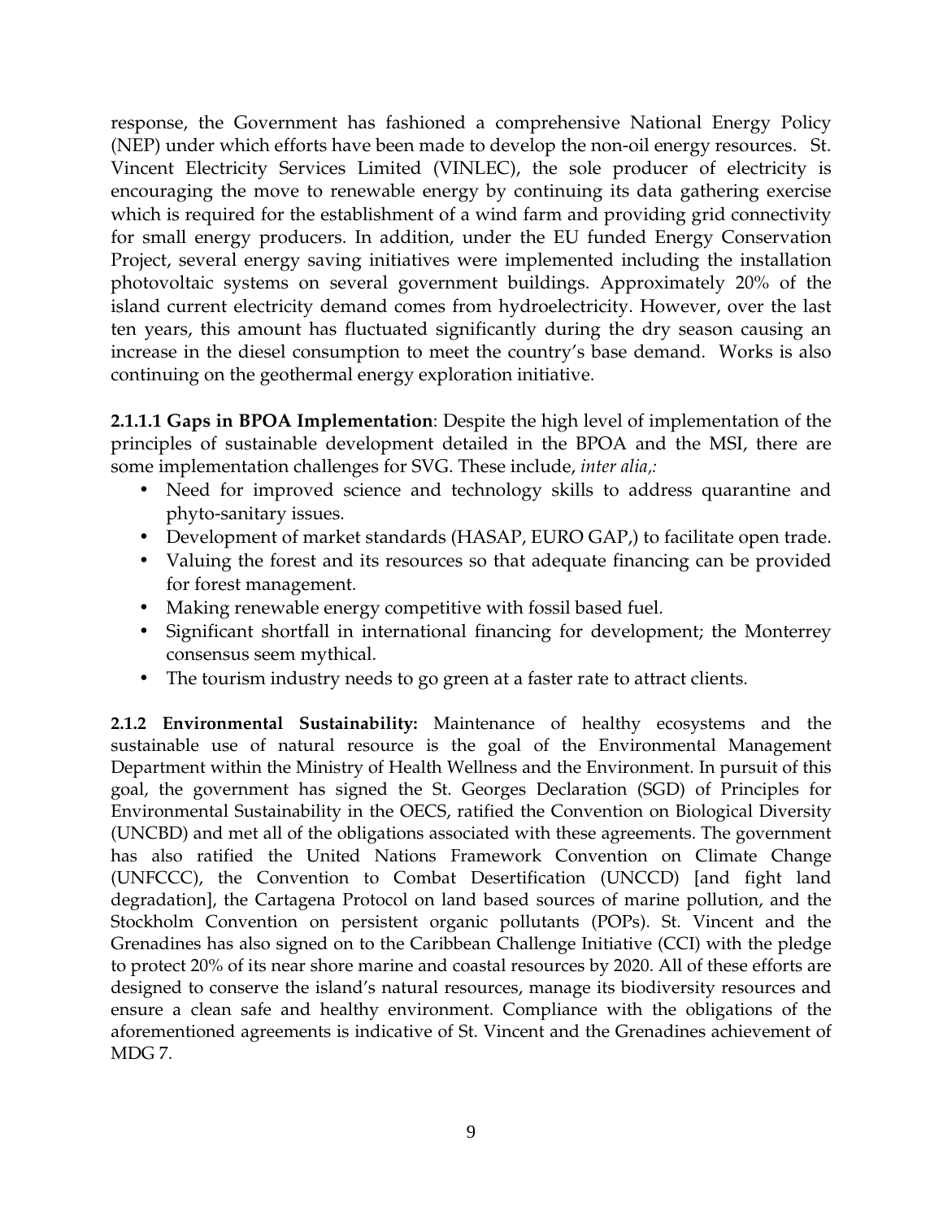response, the Government has fashioned a comprehensive National Energy Policy (NEP) under which efforts have been made to develop the non-oil energy resources. St. Vincent Electricity Services Limited (VINLEC), the sole producer of electricity is encouraging the move to renewable energy by continuing its data gathering exercise which is required for the establishment of a wind farm and providing grid connectivity for small energy producers. In addition, under the EU funded Energy Conservation Project, several energy saving initiatives were implemented including the installation photovoltaic systems on several government buildings. Approximately 20% of the island current electricity demand comes from hydroelectricity. However, over the last ten years, this amount has fluctuated significantly during the dry season causing an increase in the diesel consumption to meet the country's base demand. Works is also continuing on the geothermal energy exploration initiative.

**2.1.1.1 Gaps in BPOA Implementation**: Despite the high level of implementation of the principles of sustainable development detailed in the BPOA and the MSI, there are some implementation challenges for SVG. These include, *inter alia,:*

- Need for improved science and technology skills to address quarantine and phyto-sanitary issues.
- Development of market standards (HASAP, EURO GAP,) to facilitate open trade.
- Valuing the forest and its resources so that adequate financing can be provided for forest management.
- Making renewable energy competitive with fossil based fuel.
- Significant shortfall in international financing for development; the Monterrey consensus seem mythical.
- The tourism industry needs to go green at a faster rate to attract clients.

**2.1.2 Environmental Sustainability:** Maintenance of healthy ecosystems and the sustainable use of natural resource is the goal of the Environmental Management Department within the Ministry of Health Wellness and the Environment. In pursuit of this goal, the government has signed the St. Georges Declaration (SGD) of Principles for Environmental Sustainability in the OECS, ratified the Convention on Biological Diversity (UNCBD) and met all of the obligations associated with these agreements. The government has also ratified the United Nations Framework Convention on Climate Change (UNFCCC), the Convention to Combat Desertification (UNCCD) [and fight land degradation], the Cartagena Protocol on land based sources of marine pollution, and the Stockholm Convention on persistent organic pollutants (POPs). St. Vincent and the Grenadines has also signed on to the Caribbean Challenge Initiative (CCI) with the pledge to protect 20% of its near shore marine and coastal resources by 2020. All of these efforts are designed to conserve the island's natural resources, manage its biodiversity resources and ensure a clean safe and healthy environment. Compliance with the obligations of the aforementioned agreements is indicative of St. Vincent and the Grenadines achievement of MDG 7.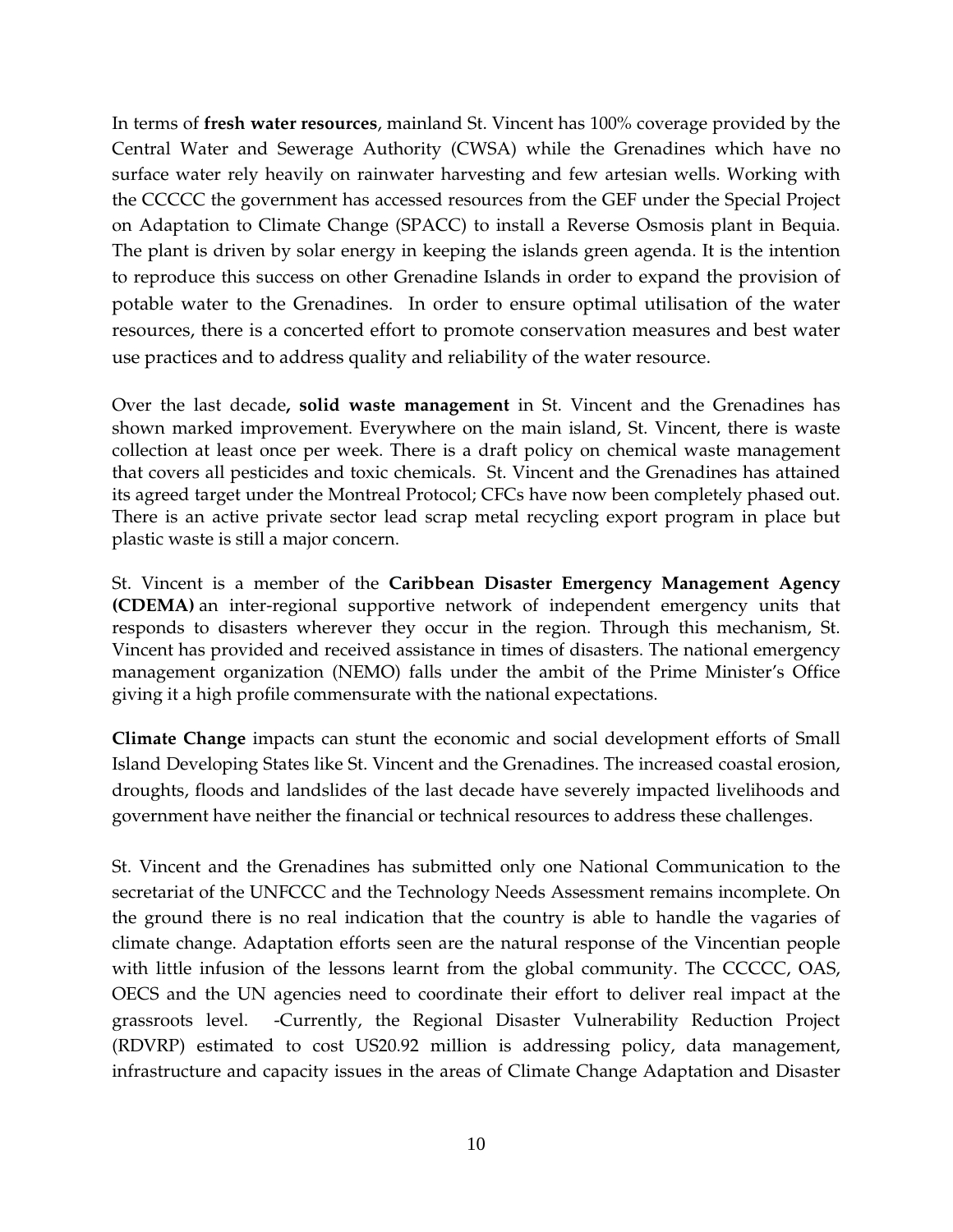In terms of **fresh water resources**, mainland St. Vincent has 100% coverage provided by the Central Water and Sewerage Authority (CWSA) while the Grenadines which have no surface water rely heavily on rainwater harvesting and few artesian wells. Working with the CCCCC the government has accessed resources from the GEF under the Special Project on Adaptation to Climate Change (SPACC) to install a Reverse Osmosis plant in Bequia. The plant is driven by solar energy in keeping the islands green agenda. It is the intention to reproduce this success on other Grenadine Islands in order to expand the provision of potable water to the Grenadines. In order to ensure optimal utilisation of the water resources, there is a concerted effort to promote conservation measures and best water use practices and to address quality and reliability of the water resource.

Over the last decade**, solid waste management** in St. Vincent and the Grenadines has shown marked improvement. Everywhere on the main island, St. Vincent, there is waste collection at least once per week. There is a draft policy on chemical waste management that covers all pesticides and toxic chemicals. St. Vincent and the Grenadines has attained its agreed target under the Montreal Protocol; CFCs have now been completely phased out. There is an active private sector lead scrap metal recycling export program in place but plastic waste is still a major concern.

St. Vincent is a member of the **Caribbean Disaster Emergency Management Agency (CDEMA)** an inter-regional supportive network of independent emergency units that responds to disasters wherever they occur in the region. Through this mechanism, St. Vincent has provided and received assistance in times of disasters. The national emergency management organization (NEMO) falls under the ambit of the Prime Minister's Office giving it a high profile commensurate with the national expectations.

**Climate Change** impacts can stunt the economic and social development efforts of Small Island Developing States like St. Vincent and the Grenadines. The increased coastal erosion, droughts, floods and landslides of the last decade have severely impacted livelihoods and government have neither the financial or technical resources to address these challenges.

St. Vincent and the Grenadines has submitted only one National Communication to the secretariat of the UNFCCC and the Technology Needs Assessment remains incomplete. On the ground there is no real indication that the country is able to handle the vagaries of climate change. Adaptation efforts seen are the natural response of the Vincentian people with little infusion of the lessons learnt from the global community. The CCCCC, OAS, OECS and the UN agencies need to coordinate their effort to deliver real impact at the grassroots level. -Currently, the Regional Disaster Vulnerability Reduction Project (RDVRP) estimated to cost US20.92 million is addressing policy, data management, infrastructure and capacity issues in the areas of Climate Change Adaptation and Disaster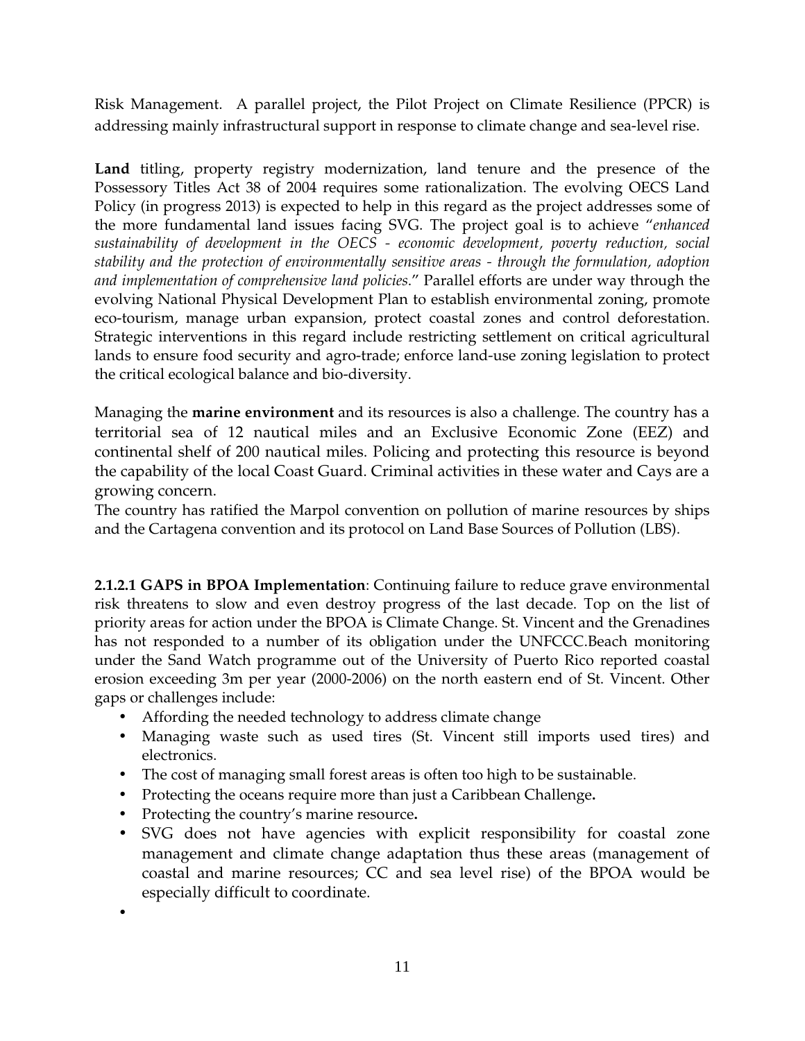Risk Management. A parallel project, the Pilot Project on Climate Resilience (PPCR) is addressing mainly infrastructural support in response to climate change and sea-level rise.

**Land** titling, property registry modernization, land tenure and the presence of the Possessory Titles Act 38 of 2004 requires some rationalization. The evolving OECS Land Policy (in progress 2013) is expected to help in this regard as the project addresses some of the more fundamental land issues facing SVG. The project goal is to achieve "*enhanced sustainability of development in the OECS - economic development, poverty reduction, social stability and the protection of environmentally sensitive areas - through the formulation, adoption and implementation of comprehensive land policies*." Parallel efforts are under way through the evolving National Physical Development Plan to establish environmental zoning, promote eco-tourism, manage urban expansion, protect coastal zones and control deforestation. Strategic interventions in this regard include restricting settlement on critical agricultural lands to ensure food security and agro-trade; enforce land-use zoning legislation to protect the critical ecological balance and bio-diversity.

Managing the **marine environment** and its resources is also a challenge. The country has a territorial sea of 12 nautical miles and an Exclusive Economic Zone (EEZ) and continental shelf of 200 nautical miles. Policing and protecting this resource is beyond the capability of the local Coast Guard. Criminal activities in these water and Cays are a growing concern.
The country has ratified the Marpol convention on pollution of marine resources by ships and the Cartagena convention and its protocol on Land Base Sources of Pollution (LBS).

**2.1.2.1 GAPS in BPOA Implementation**: Continuing failure to reduce grave environmental risk threatens to slow and even destroy progress of the last decade. Top on the list of priority areas for action under the BPOA is Climate Change. St. Vincent and the Grenadines has not responded to a number of its obligation under the UNFCCC.Beach monitoring under the Sand Watch programme out of the University of Puerto Rico reported coastal erosion exceeding 3m per year (2000-2006) on the north eastern end of St. Vincent. Other gaps or challenges include:

- Affording the needed technology to address climate change
- Managing waste such as used tires (St. Vincent still imports used tires) and electronics.
- The cost of managing small forest areas is often too high to be sustainable.
- Protecting the oceans require more than just a Caribbean Challenge**.**
- Protecting the country's marine resource**.**
- SVG does not have agencies with explicit responsibility for coastal zone management and climate change adaptation thus these areas (management of coastal and marine resources; CC and sea level rise) of the BPOA would be especially difficult to coordinate.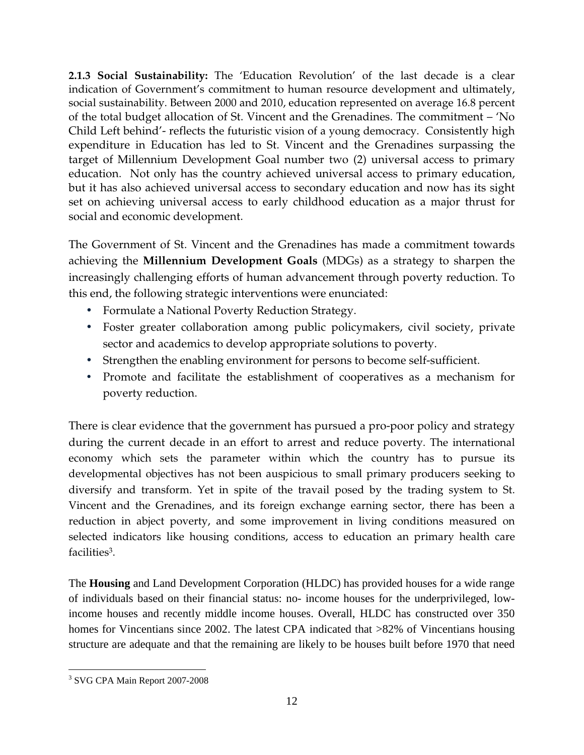**2.1.3 Social Sustainability:** The 'Education Revolution' of the last decade is a clear indication of Government's commitment to human resource development and ultimately, social sustainability. Between 2000 and 2010, education represented on average 16.8 percent of the total budget allocation of St. Vincent and the Grenadines. The commitment – 'No Child Left behind'- reflects the futuristic vision of a young democracy. Consistently high expenditure in Education has led to St. Vincent and the Grenadines surpassing the target of Millennium Development Goal number two (2) universal access to primary education. Not only has the country achieved universal access to primary education, but it has also achieved universal access to secondary education and now has its sight set on achieving universal access to early childhood education as a major thrust for social and economic development.

The Government of St. Vincent and the Grenadines has made a commitment towards achieving the **Millennium Development Goals** (MDGs) as a strategy to sharpen the increasingly challenging efforts of human advancement through poverty reduction. To this end, the following strategic interventions were enunciated:

- Formulate a National Poverty Reduction Strategy.
- Foster greater collaboration among public policymakers, civil society, private sector and academics to develop appropriate solutions to poverty.
- Strengthen the enabling environment for persons to become self-sufficient.
- Promote and facilitate the establishment of cooperatives as a mechanism for poverty reduction.

There is clear evidence that the government has pursued a pro-poor policy and strategy during the current decade in an effort to arrest and reduce poverty. The international economy which sets the parameter within which the country has to pursue its developmental objectives has not been auspicious to small primary producers seeking to diversify and transform. Yet in spite of the travail posed by the trading system to St. Vincent and the Grenadines, and its foreign exchange earning sector, there has been a reduction in abject poverty, and some improvement in living conditions measured on selected indicators like housing conditions, access to education an primary health care facilities[3].

The **Housing** and Land Development Corporation (HLDC) has provided houses for a wide range of individuals based on their financial status: no- income houses for the underprivileged, low-income houses and recently middle income houses. Overall, HLDC has constructed over 350 homes for Vincentians since 2002. The latest CPA indicated that >82% of Vincentians housing structure are adequate and that the remaining are likely to be houses built before 1970 that need

---

[3] SVG CPA Main Report 2007-2008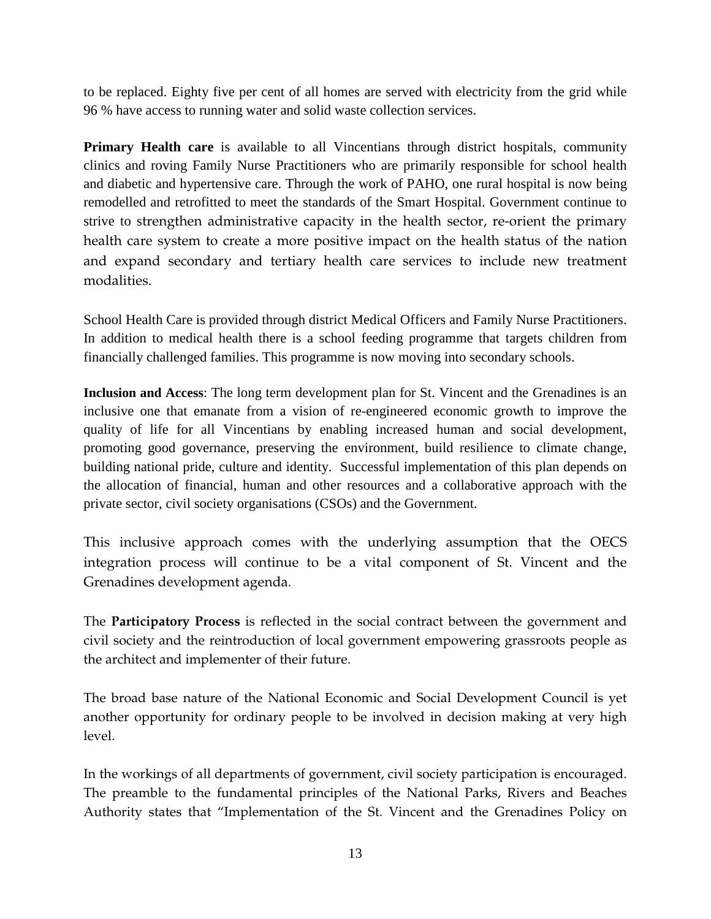to be replaced. Eighty five per cent of all homes are served with electricity from the grid while 96 % have access to running water and solid waste collection services.

**Primary Health care** is available to all Vincentians through district hospitals, community clinics and roving Family Nurse Practitioners who are primarily responsible for school health and diabetic and hypertensive care. Through the work of PAHO, one rural hospital is now being remodelled and retrofitted to meet the standards of the Smart Hospital. Government continue to strive to strengthen administrative capacity in the health sector, re-orient the primary health care system to create a more positive impact on the health status of the nation and expand secondary and tertiary health care services to include new treatment modalities.

School Health Care is provided through district Medical Officers and Family Nurse Practitioners. In addition to medical health there is a school feeding programme that targets children from financially challenged families. This programme is now moving into secondary schools.

**Inclusion and Access**: The long term development plan for St. Vincent and the Grenadines is an inclusive one that emanate from a vision of re-engineered economic growth to improve the quality of life for all Vincentians by enabling increased human and social development, promoting good governance, preserving the environment, build resilience to climate change, building national pride, culture and identity. Successful implementation of this plan depends on the allocation of financial, human and other resources and a collaborative approach with the private sector, civil society organisations (CSOs) and the Government.

This inclusive approach comes with the underlying assumption that the OECS integration process will continue to be a vital component of St. Vincent and the Grenadines development agenda.

The **Participatory Process** is reflected in the social contract between the government and civil society and the reintroduction of local government empowering grassroots people as the architect and implementer of their future.

The broad base nature of the National Economic and Social Development Council is yet another opportunity for ordinary people to be involved in decision making at very high level.

In the workings of all departments of government, civil society participation is encouraged. The preamble to the fundamental principles of the National Parks, Rivers and Beaches Authority states that "Implementation of the St. Vincent and the Grenadines Policy on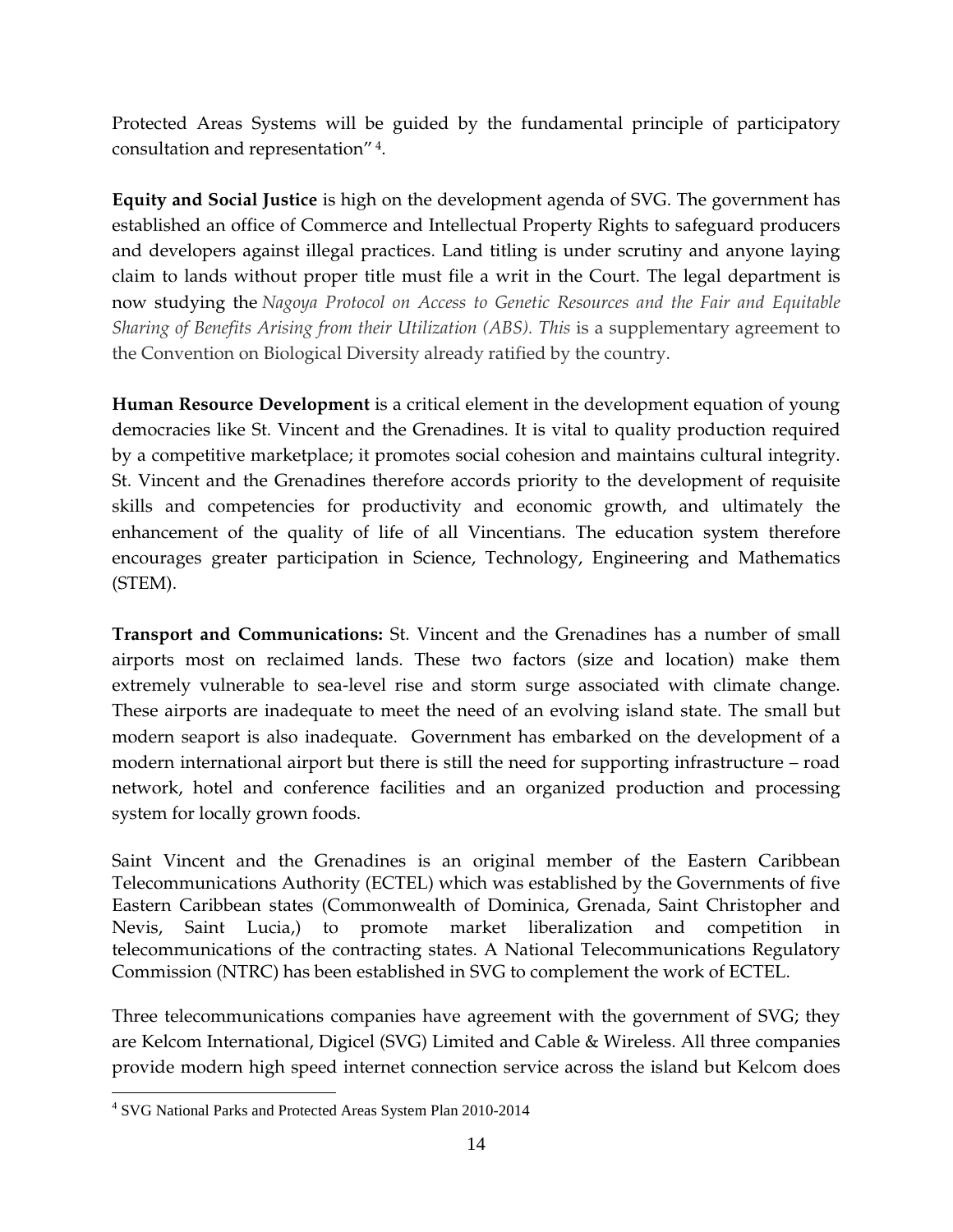Protected Areas Systems will be guided by the fundamental principle of participatory consultation and representation" [4].

**Equity and Social Justice** is high on the development agenda of SVG. The government has established an office of Commerce and Intellectual Property Rights to safeguard producers and developers against illegal practices. Land titling is under scrutiny and anyone laying claim to lands without proper title must file a writ in the Court. The legal department is now studying the *Nagoya Protocol on Access to Genetic Resources and the Fair and Equitable Sharing of Benefits Arising from their Utilization (ABS). This* is a supplementary agreement to the Convention on Biological Diversity already ratified by the country.

**Human Resource Development** is a critical element in the development equation of young democracies like St. Vincent and the Grenadines. It is vital to quality production required by a competitive marketplace; it promotes social cohesion and maintains cultural integrity. St. Vincent and the Grenadines therefore accords priority to the development of requisite skills and competencies for productivity and economic growth, and ultimately the enhancement of the quality of life of all Vincentians. The education system therefore encourages greater participation in Science, Technology, Engineering and Mathematics (STEM).

**Transport and Communications:** St. Vincent and the Grenadines has a number of small airports most on reclaimed lands. These two factors (size and location) make them extremely vulnerable to sea-level rise and storm surge associated with climate change. These airports are inadequate to meet the need of an evolving island state. The small but modern seaport is also inadequate. Government has embarked on the development of a modern international airport but there is still the need for supporting infrastructure – road network, hotel and conference facilities and an organized production and processing system for locally grown foods.

Saint Vincent and the Grenadines is an original member of the Eastern Caribbean Telecommunications Authority (ECTEL) which was established by the Governments of five Eastern Caribbean states (Commonwealth of Dominica, Grenada, Saint Christopher and Nevis, Saint Lucia,) to promote market liberalization and competition in telecommunications of the contracting states. A National Telecommunications Regulatory Commission (NTRC) has been established in SVG to complement the work of ECTEL.

Three telecommunications companies have agreement with the government of SVG; they are Kelcom International, Digicel (SVG) Limited and Cable & Wireless. All three companies provide modern high speed internet connection service across the island but Kelcom does

---

[4] SVG National Parks and Protected Areas System Plan 2010-2014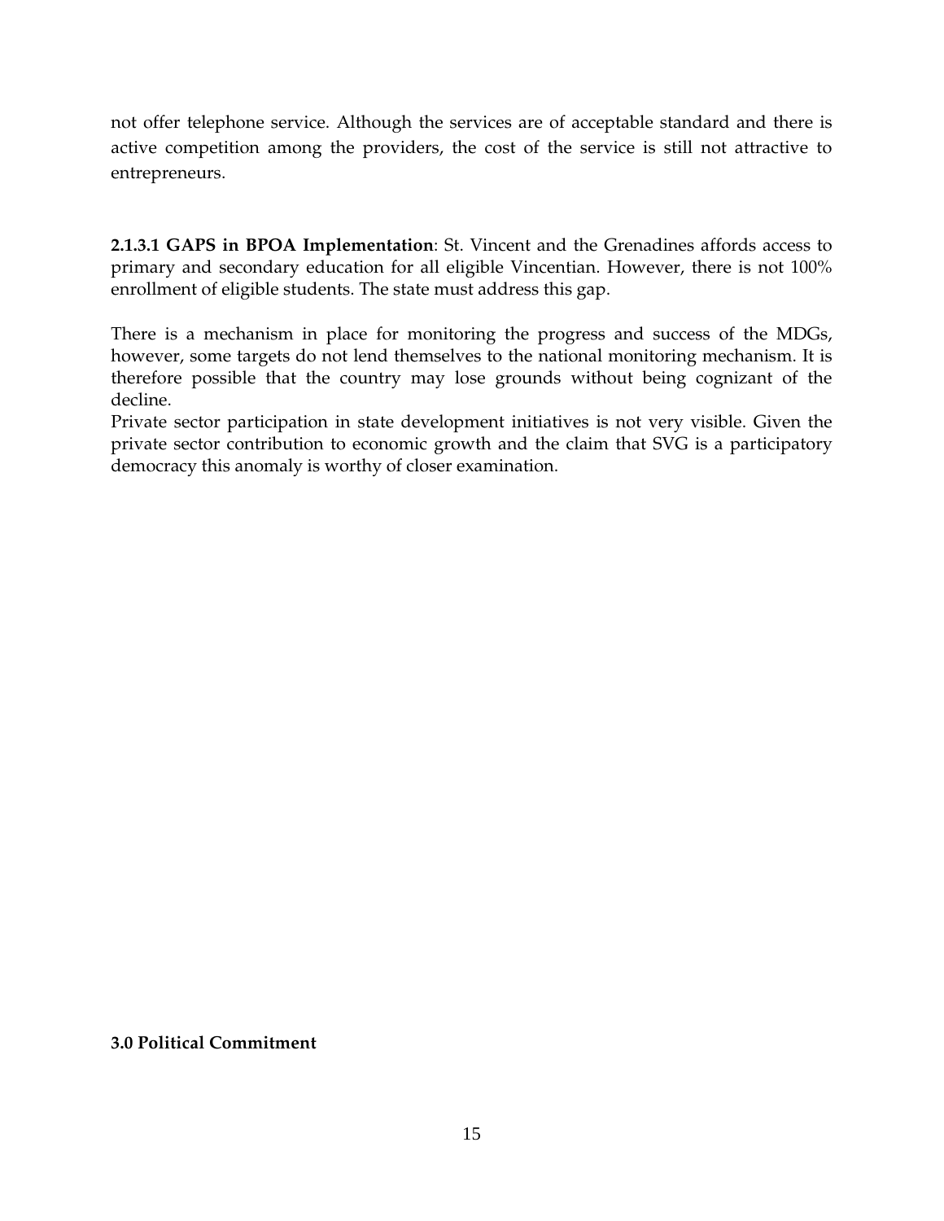not offer telephone service. Although the services are of acceptable standard and there is active competition among the providers, the cost of the service is still not attractive to entrepreneurs.

**2.1.3.1 GAPS in BPOA Implementation**: St. Vincent and the Grenadines affords access to primary and secondary education for all eligible Vincentian. However, there is not 100% enrollment of eligible students. The state must address this gap.

There is a mechanism in place for monitoring the progress and success of the MDGs, however, some targets do not lend themselves to the national monitoring mechanism. It is therefore possible that the country may lose grounds without being cognizant of the decline.
Private sector participation in state development initiatives is not very visible. Given the private sector contribution to economic growth and the claim that SVG is a participatory democracy this anomaly is worthy of closer examination.

## 3.0 Political Commitment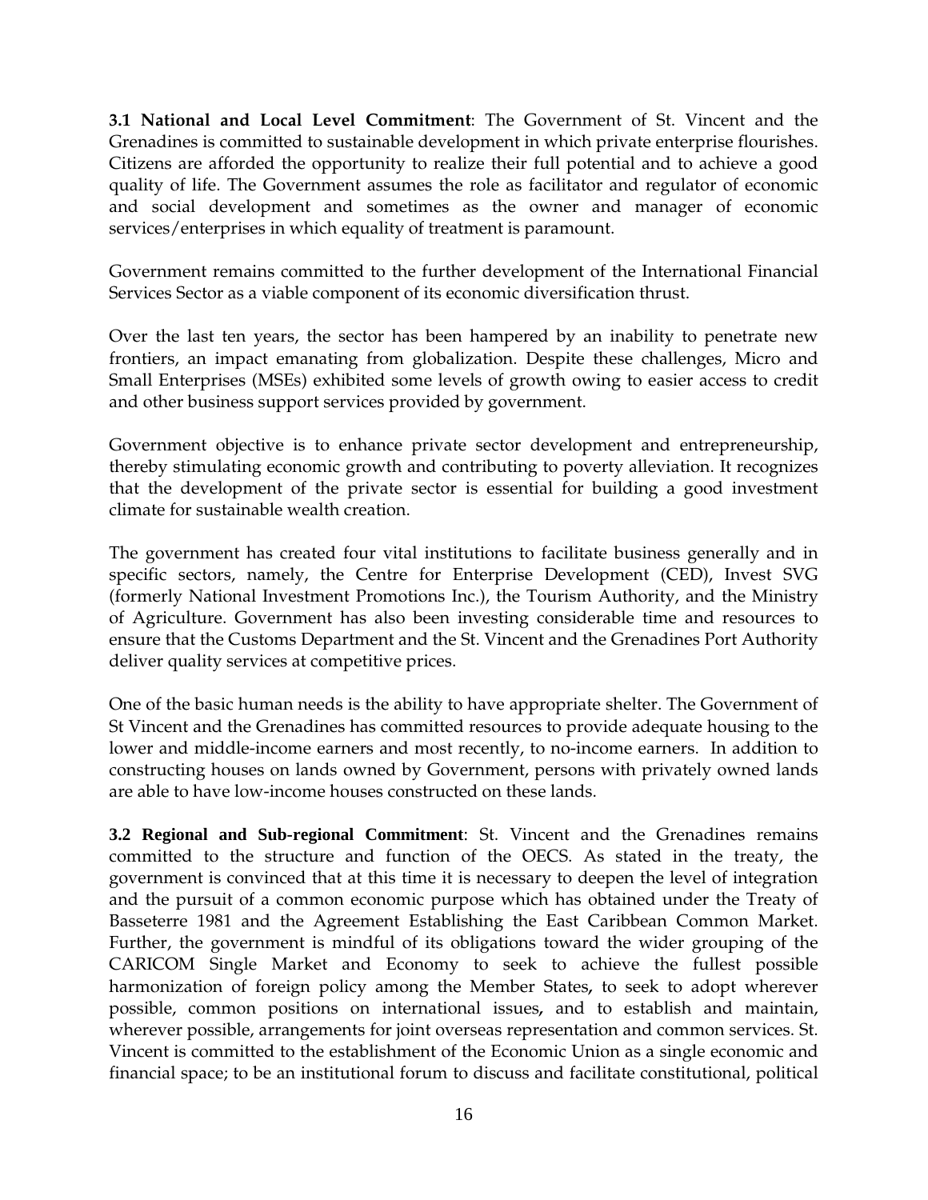**3.1 National and Local Level Commitment**: The Government of St. Vincent and the Grenadines is committed to sustainable development in which private enterprise flourishes. Citizens are afforded the opportunity to realize their full potential and to achieve a good quality of life. The Government assumes the role as facilitator and regulator of economic and social development and sometimes as the owner and manager of economic services/enterprises in which equality of treatment is paramount.

Government remains committed to the further development of the International Financial Services Sector as a viable component of its economic diversification thrust.

Over the last ten years, the sector has been hampered by an inability to penetrate new frontiers, an impact emanating from globalization. Despite these challenges, Micro and Small Enterprises (MSEs) exhibited some levels of growth owing to easier access to credit and other business support services provided by government.

Government objective is to enhance private sector development and entrepreneurship, thereby stimulating economic growth and contributing to poverty alleviation. It recognizes that the development of the private sector is essential for building a good investment climate for sustainable wealth creation.

The government has created four vital institutions to facilitate business generally and in specific sectors, namely, the Centre for Enterprise Development (CED), Invest SVG (formerly National Investment Promotions Inc.), the Tourism Authority, and the Ministry of Agriculture. Government has also been investing considerable time and resources to ensure that the Customs Department and the St. Vincent and the Grenadines Port Authority deliver quality services at competitive prices.

One of the basic human needs is the ability to have appropriate shelter. The Government of St Vincent and the Grenadines has committed resources to provide adequate housing to the lower and middle-income earners and most recently, to no-income earners. In addition to constructing houses on lands owned by Government, persons with privately owned lands are able to have low-income houses constructed on these lands.

**3.2 Regional and Sub-regional Commitment**: St. Vincent and the Grenadines remains committed to the structure and function of the OECS. As stated in the treaty, the government is convinced that at this time it is necessary to deepen the level of integration and the pursuit of a common economic purpose which has obtained under the Treaty of Basseterre 1981 and the Agreement Establishing the East Caribbean Common Market. Further, the government is mindful of its obligations toward the wider grouping of the CARICOM Single Market and Economy to seek to achieve the fullest possible harmonization of foreign policy among the Member States, to seek to adopt wherever possible, common positions on international issues, and to establish and maintain, wherever possible, arrangements for joint overseas representation and common services. St. Vincent is committed to the establishment of the Economic Union as a single economic and financial space; to be an institutional forum to discuss and facilitate constitutional, political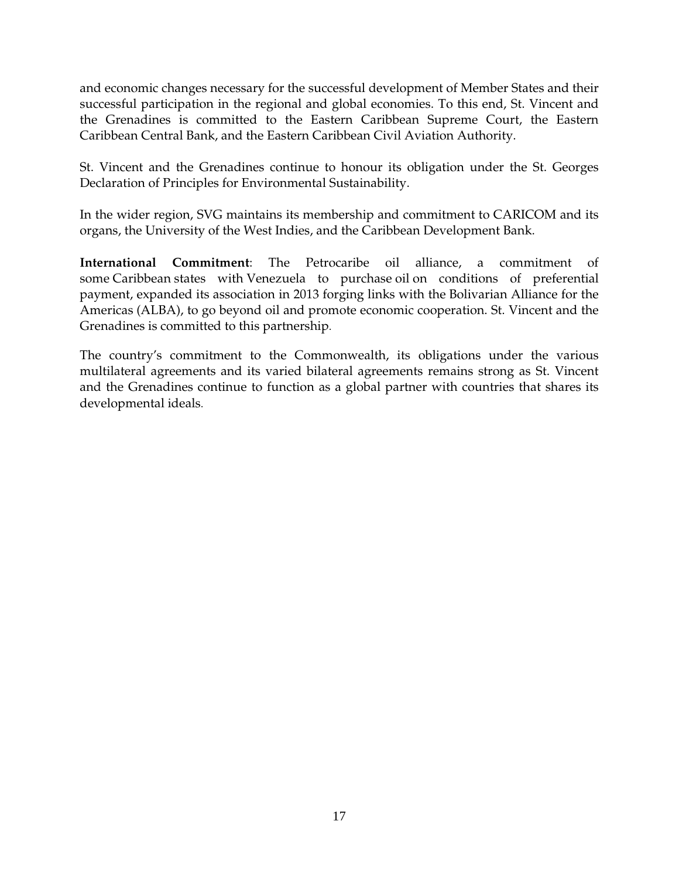and economic changes necessary for the successful development of Member States and their successful participation in the regional and global economies. To this end, St. Vincent and the Grenadines is committed to the Eastern Caribbean Supreme Court, the Eastern Caribbean Central Bank, and the Eastern Caribbean Civil Aviation Authority.

St. Vincent and the Grenadines continue to honour its obligation under the St. Georges Declaration of Principles for Environmental Sustainability.

In the wider region, SVG maintains its membership and commitment to CARICOM and its organs, the University of the West Indies, and the Caribbean Development Bank.

**International Commitment**: The Petrocaribe oil alliance, a commitment of some Caribbean states with Venezuela to purchase oil on conditions of preferential payment, expanded its association in 2013 forging links with the Bolivarian Alliance for the Americas (ALBA), to go beyond oil and promote economic cooperation. St. Vincent and the Grenadines is committed to this partnership.

The country's commitment to the Commonwealth, its obligations under the various multilateral agreements and its varied bilateral agreements remains strong as St. Vincent and the Grenadines continue to function as a global partner with countries that shares its developmental ideals.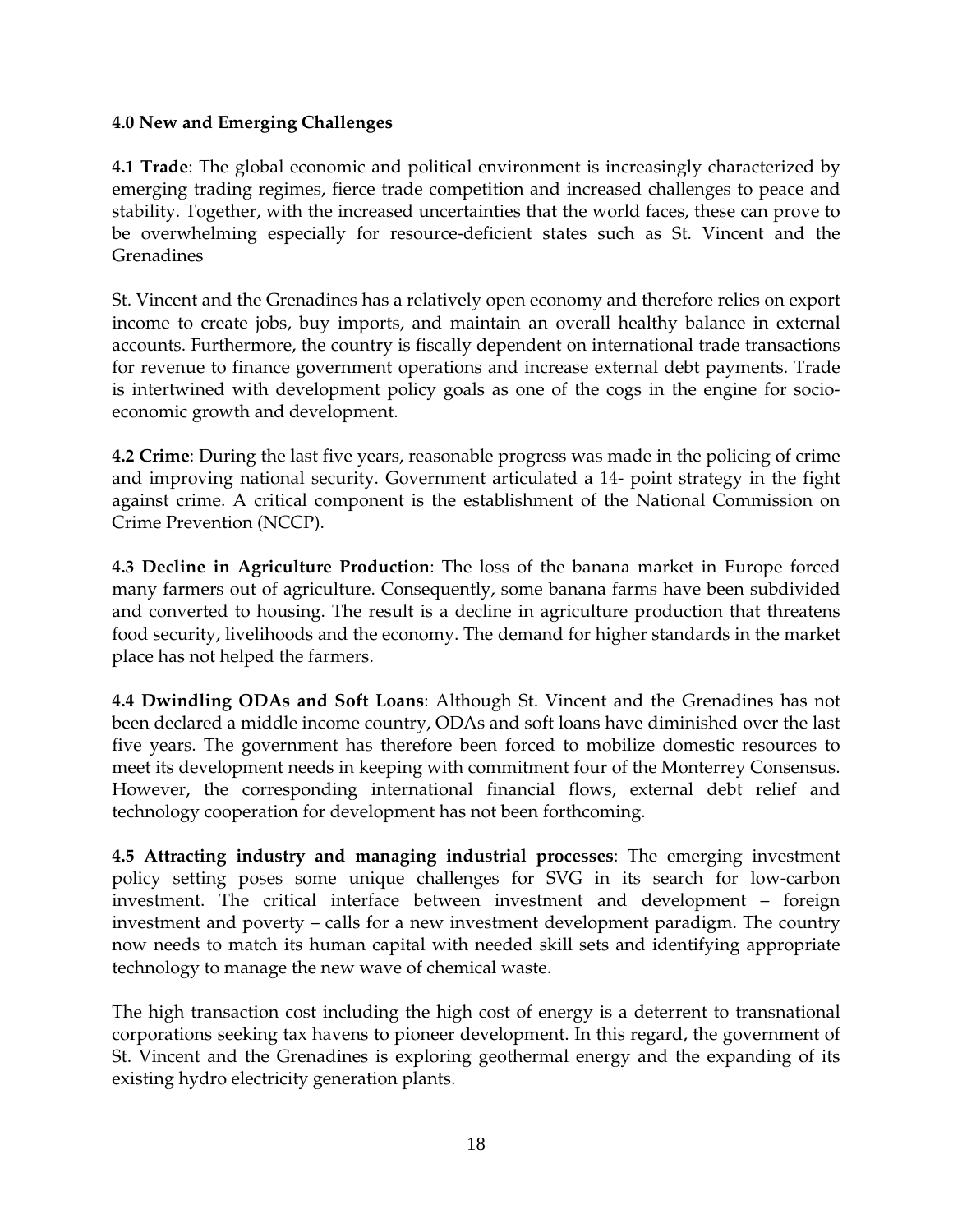## 4.0 New and Emerging Challenges

**4.1 Trade**: The global economic and political environment is increasingly characterized by emerging trading regimes, fierce trade competition and increased challenges to peace and stability. Together, with the increased uncertainties that the world faces, these can prove to be overwhelming especially for resource-deficient states such as St. Vincent and the Grenadines

St. Vincent and the Grenadines has a relatively open economy and therefore relies on export income to create jobs, buy imports, and maintain an overall healthy balance in external accounts. Furthermore, the country is fiscally dependent on international trade transactions for revenue to finance government operations and increase external debt payments. Trade is intertwined with development policy goals as one of the cogs in the engine for socio-economic growth and development.

**4.2 Crime**: During the last five years, reasonable progress was made in the policing of crime and improving national security. Government articulated a 14- point strategy in the fight against crime. A critical component is the establishment of the National Commission on Crime Prevention (NCCP).

**4.3 Decline in Agriculture Production**: The loss of the banana market in Europe forced many farmers out of agriculture. Consequently, some banana farms have been subdivided and converted to housing. The result is a decline in agriculture production that threatens food security, livelihoods and the economy. The demand for higher standards in the market place has not helped the farmers.

**4.4 Dwindling ODAs and Soft Loans**: Although St. Vincent and the Grenadines has not been declared a middle income country, ODAs and soft loans have diminished over the last five years. The government has therefore been forced to mobilize domestic resources to meet its development needs in keeping with commitment four of the Monterrey Consensus. However, the corresponding international financial flows, external debt relief and technology cooperation for development has not been forthcoming.

**4.5 Attracting industry and managing industrial processes**: The emerging investment policy setting poses some unique challenges for SVG in its search for low-carbon investment. The critical interface between investment and development – foreign investment and poverty – calls for a new investment development paradigm. The country now needs to match its human capital with needed skill sets and identifying appropriate technology to manage the new wave of chemical waste.

The high transaction cost including the high cost of energy is a deterrent to transnational corporations seeking tax havens to pioneer development. In this regard, the government of St. Vincent and the Grenadines is exploring geothermal energy and the expanding of its existing hydro electricity generation plants.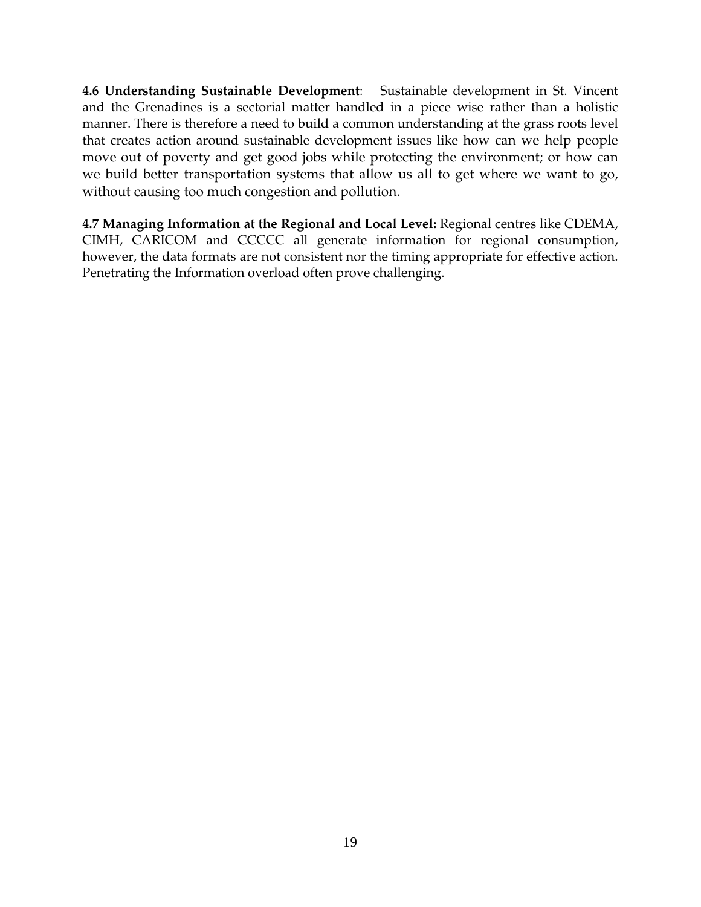**4.6 Understanding Sustainable Development**: Sustainable development in St. Vincent and the Grenadines is a sectorial matter handled in a piece wise rather than a holistic manner. There is therefore a need to build a common understanding at the grass roots level that creates action around sustainable development issues like how can we help people move out of poverty and get good jobs while protecting the environment; or how can we build better transportation systems that allow us all to get where we want to go, without causing too much congestion and pollution.

**4.7 Managing Information at the Regional and Local Level:** Regional centres like CDEMA, CIMH, CARICOM and CCCCC all generate information for regional consumption, however, the data formats are not consistent nor the timing appropriate for effective action. Penetrating the Information overload often prove challenging.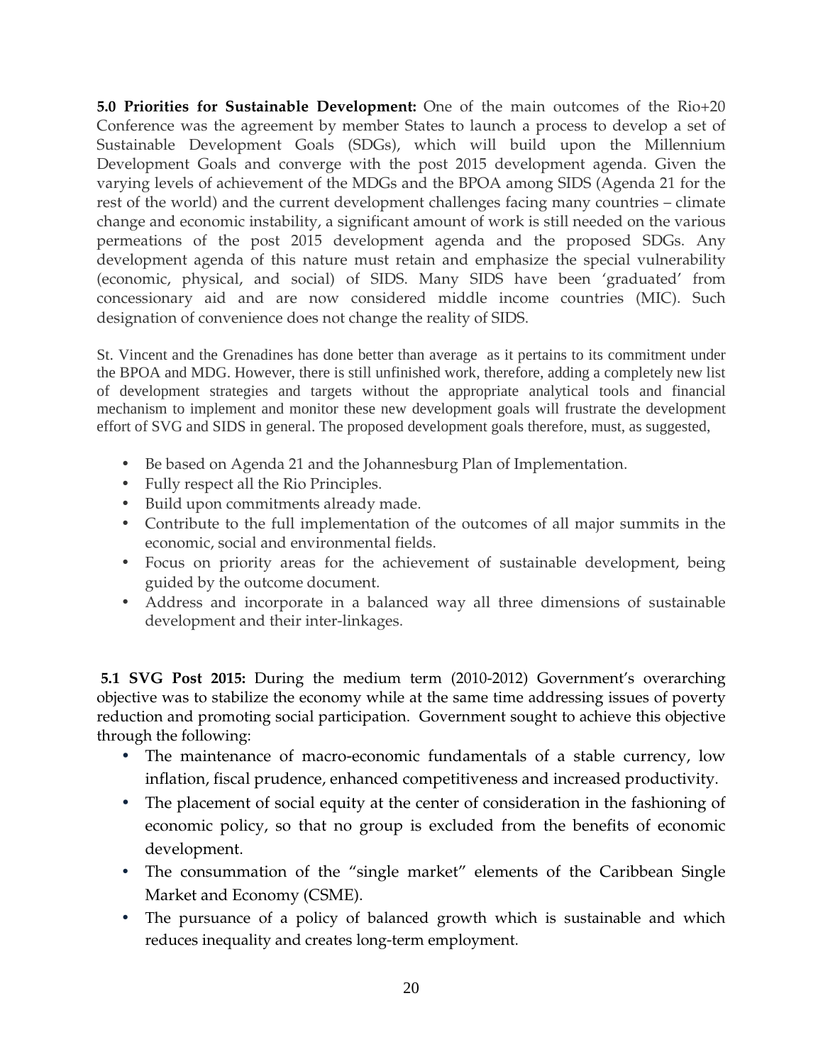**5.0 Priorities for Sustainable Development:** One of the main outcomes of the Rio+20 Conference was the agreement by member States to launch a process to develop a set of Sustainable Development Goals (SDGs), which will build upon the Millennium Development Goals and converge with the post 2015 development agenda. Given the varying levels of achievement of the MDGs and the BPOA among SIDS (Agenda 21 for the rest of the world) and the current development challenges facing many countries – climate change and economic instability, a significant amount of work is still needed on the various permeations of the post 2015 development agenda and the proposed SDGs. Any development agenda of this nature must retain and emphasize the special vulnerability (economic, physical, and social) of SIDS. Many SIDS have been 'graduated' from concessionary aid and are now considered middle income countries (MIC). Such designation of convenience does not change the reality of SIDS.

St. Vincent and the Grenadines has done better than average as it pertains to its commitment under the BPOA and MDG. However, there is still unfinished work, therefore, adding a completely new list of development strategies and targets without the appropriate analytical tools and financial mechanism to implement and monitor these new development goals will frustrate the development effort of SVG and SIDS in general. The proposed development goals therefore, must, as suggested,

- Be based on Agenda 21 and the Johannesburg Plan of Implementation.
- Fully respect all the Rio Principles.
- Build upon commitments already made.
- Contribute to the full implementation of the outcomes of all major summits in the economic, social and environmental fields.
- Focus on priority areas for the achievement of sustainable development, being guided by the outcome document.
- Address and incorporate in a balanced way all three dimensions of sustainable development and their inter-linkages.

**5.1 SVG Post 2015:** During the medium term (2010-2012) Government's overarching objective was to stabilize the economy while at the same time addressing issues of poverty reduction and promoting social participation. Government sought to achieve this objective through the following:

- The maintenance of macro-economic fundamentals of a stable currency, low inflation, fiscal prudence, enhanced competitiveness and increased productivity.
- The placement of social equity at the center of consideration in the fashioning of economic policy, so that no group is excluded from the benefits of economic development.
- The consummation of the "single market" elements of the Caribbean Single Market and Economy (CSME).
- The pursuance of a policy of balanced growth which is sustainable and which reduces inequality and creates long-term employment.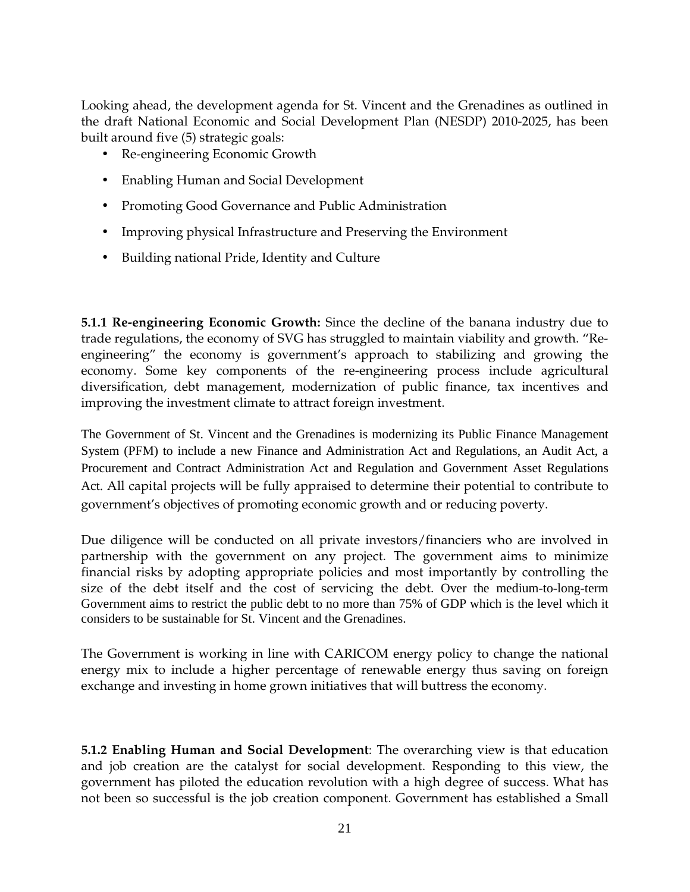Looking ahead, the development agenda for St. Vincent and the Grenadines as outlined in the draft National Economic and Social Development Plan (NESDP) 2010-2025, has been built around five (5) strategic goals:

- Re-engineering Economic Growth
- Enabling Human and Social Development
- Promoting Good Governance and Public Administration
- Improving physical Infrastructure and Preserving the Environment
- Building national Pride, Identity and Culture

**5.1.1 Re-engineering Economic Growth:** Since the decline of the banana industry due to trade regulations, the economy of SVG has struggled to maintain viability and growth. "Re-engineering" the economy is government's approach to stabilizing and growing the economy. Some key components of the re-engineering process include agricultural diversification, debt management, modernization of public finance, tax incentives and improving the investment climate to attract foreign investment.

The Government of St. Vincent and the Grenadines is modernizing its Public Finance Management System (PFM) to include a new Finance and Administration Act and Regulations, an Audit Act, a Procurement and Contract Administration Act and Regulation and Government Asset Regulations Act. All capital projects will be fully appraised to determine their potential to contribute to government's objectives of promoting economic growth and or reducing poverty.

Due diligence will be conducted on all private investors/financiers who are involved in partnership with the government on any project. The government aims to minimize financial risks by adopting appropriate policies and most importantly by controlling the size of the debt itself and the cost of servicing the debt. Over the medium-to-long-term Government aims to restrict the public debt to no more than 75% of GDP which is the level which it considers to be sustainable for St. Vincent and the Grenadines.

The Government is working in line with CARICOM energy policy to change the national energy mix to include a higher percentage of renewable energy thus saving on foreign exchange and investing in home grown initiatives that will buttress the economy.

**5.1.2 Enabling Human and Social Development**: The overarching view is that education and job creation are the catalyst for social development. Responding to this view, the government has piloted the education revolution with a high degree of success. What has not been so successful is the job creation component. Government has established a Small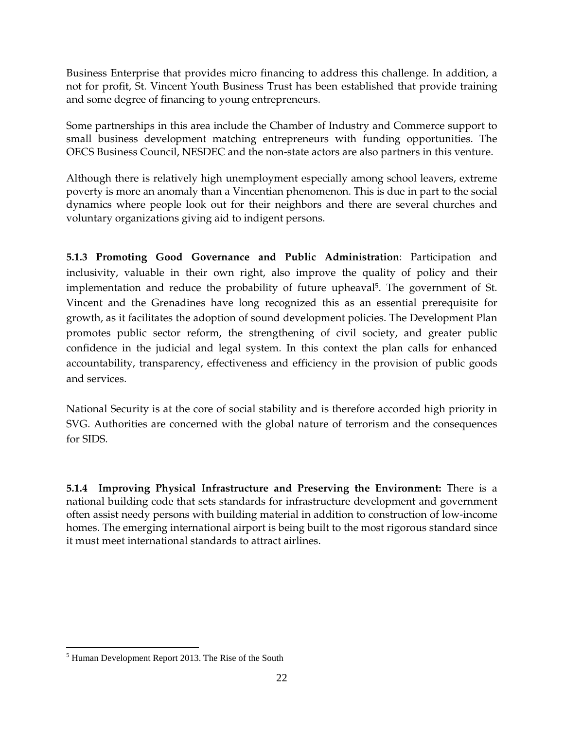Business Enterprise that provides micro financing to address this challenge. In addition, a not for profit, St. Vincent Youth Business Trust has been established that provide training and some degree of financing to young entrepreneurs.

Some partnerships in this area include the Chamber of Industry and Commerce support to small business development matching entrepreneurs with funding opportunities. The OECS Business Council, NESDEC and the non-state actors are also partners in this venture.

Although there is relatively high unemployment especially among school leavers, extreme poverty is more an anomaly than a Vincentian phenomenon. This is due in part to the social dynamics where people look out for their neighbors and there are several churches and voluntary organizations giving aid to indigent persons.

**5.1.3 Promoting Good Governance and Public Administration**: Participation and inclusivity, valuable in their own right, also improve the quality of policy and their implementation and reduce the probability of future upheaval[5]. The government of St. Vincent and the Grenadines have long recognized this as an essential prerequisite for growth, as it facilitates the adoption of sound development policies. The Development Plan promotes public sector reform, the strengthening of civil society, and greater public confidence in the judicial and legal system. In this context the plan calls for enhanced accountability, transparency, effectiveness and efficiency in the provision of public goods and services.

National Security is at the core of social stability and is therefore accorded high priority in SVG. Authorities are concerned with the global nature of terrorism and the consequences for SIDS.

**5.1.4 Improving Physical Infrastructure and Preserving the Environment:** There is a national building code that sets standards for infrastructure development and government often assist needy persons with building material in addition to construction of low-income homes. The emerging international airport is being built to the most rigorous standard since it must meet international standards to attract airlines.

---

[5] Human Development Report 2013. The Rise of the South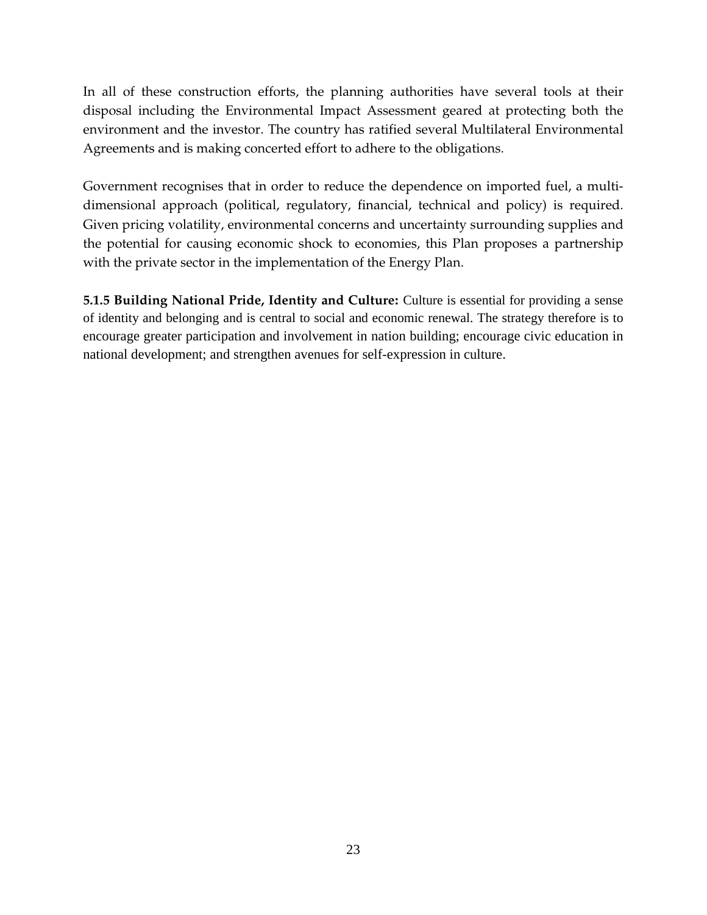In all of these construction efforts, the planning authorities have several tools at their disposal including the Environmental Impact Assessment geared at protecting both the environment and the investor. The country has ratified several Multilateral Environmental Agreements and is making concerted effort to adhere to the obligations.

Government recognises that in order to reduce the dependence on imported fuel, a multi-dimensional approach (political, regulatory, financial, technical and policy) is required. Given pricing volatility, environmental concerns and uncertainty surrounding supplies and the potential for causing economic shock to economies, this Plan proposes a partnership with the private sector in the implementation of the Energy Plan.

**5.1.5 Building National Pride, Identity and Culture:** Culture is essential for providing a sense of identity and belonging and is central to social and economic renewal. The strategy therefore is to encourage greater participation and involvement in nation building; encourage civic education in national development; and strengthen avenues for self-expression in culture.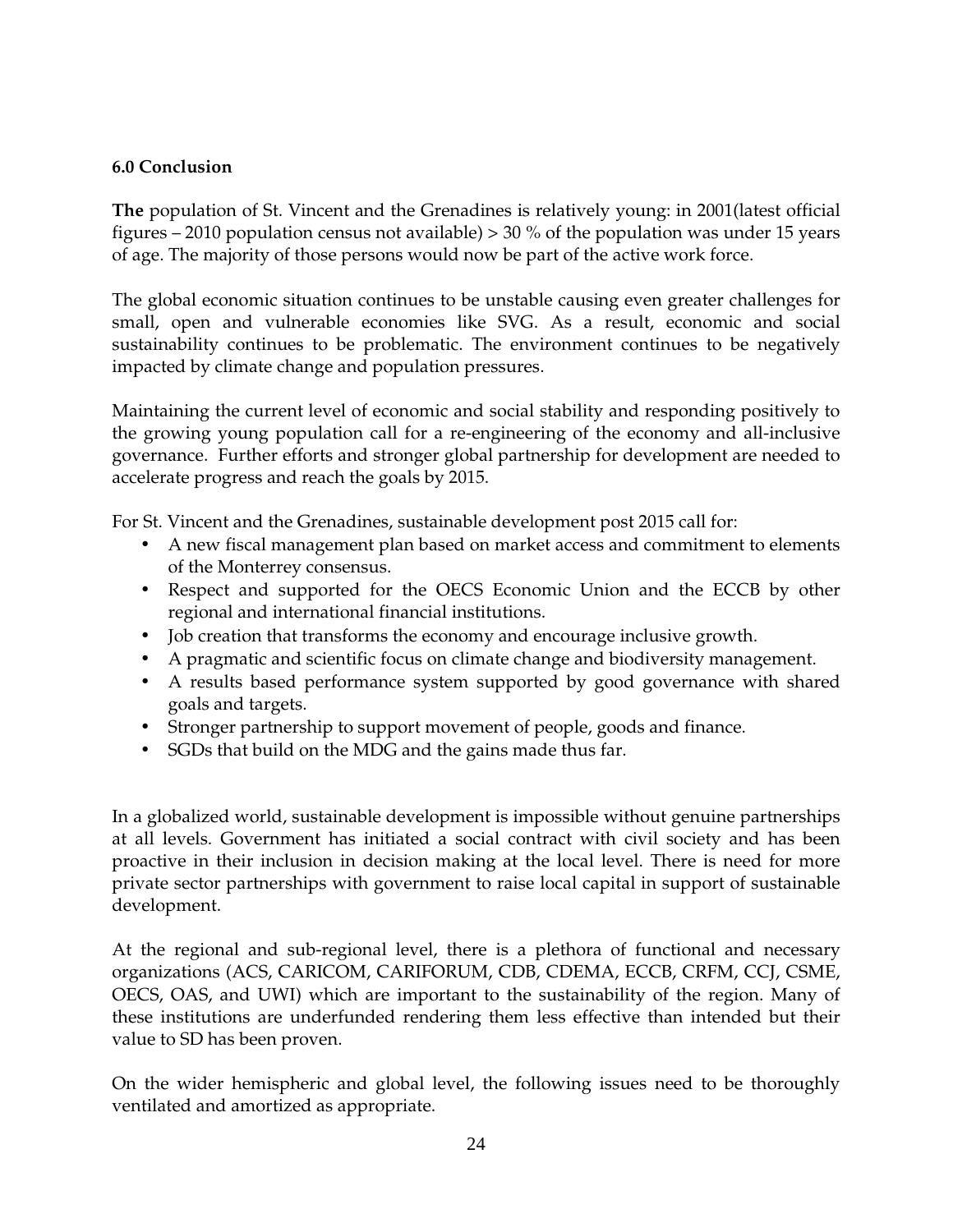**6.0 Conclusion**

**The** population of St. Vincent and the Grenadines is relatively young: in 2001(latest official figures – 2010 population census not available) > 30 % of the population was under 15 years of age. The majority of those persons would now be part of the active work force.

The global economic situation continues to be unstable causing even greater challenges for small, open and vulnerable economies like SVG. As a result, economic and social sustainability continues to be problematic. The environment continues to be negatively impacted by climate change and population pressures.

Maintaining the current level of economic and social stability and responding positively to the growing young population call for a re-engineering of the economy and all-inclusive governance. Further efforts and stronger global partnership for development are needed to accelerate progress and reach the goals by 2015.

For St. Vincent and the Grenadines, sustainable development post 2015 call for:

- A new fiscal management plan based on market access and commitment to elements of the Monterrey consensus.
- Respect and supported for the OECS Economic Union and the ECCB by other regional and international financial institutions.
- Job creation that transforms the economy and encourage inclusive growth.
- A pragmatic and scientific focus on climate change and biodiversity management.
- A results based performance system supported by good governance with shared goals and targets.
- Stronger partnership to support movement of people, goods and finance.
- SGDs that build on the MDG and the gains made thus far.

In a globalized world, sustainable development is impossible without genuine partnerships at all levels. Government has initiated a social contract with civil society and has been proactive in their inclusion in decision making at the local level. There is need for more private sector partnerships with government to raise local capital in support of sustainable development.

At the regional and sub-regional level, there is a plethora of functional and necessary organizations (ACS, CARICOM, CARIFORUM, CDB, CDEMA, ECCB, CRFM, CCJ, CSME, OECS, OAS, and UWI) which are important to the sustainability of the region. Many of these institutions are underfunded rendering them less effective than intended but their value to SD has been proven.

On the wider hemispheric and global level, the following issues need to be thoroughly ventilated and amortized as appropriate.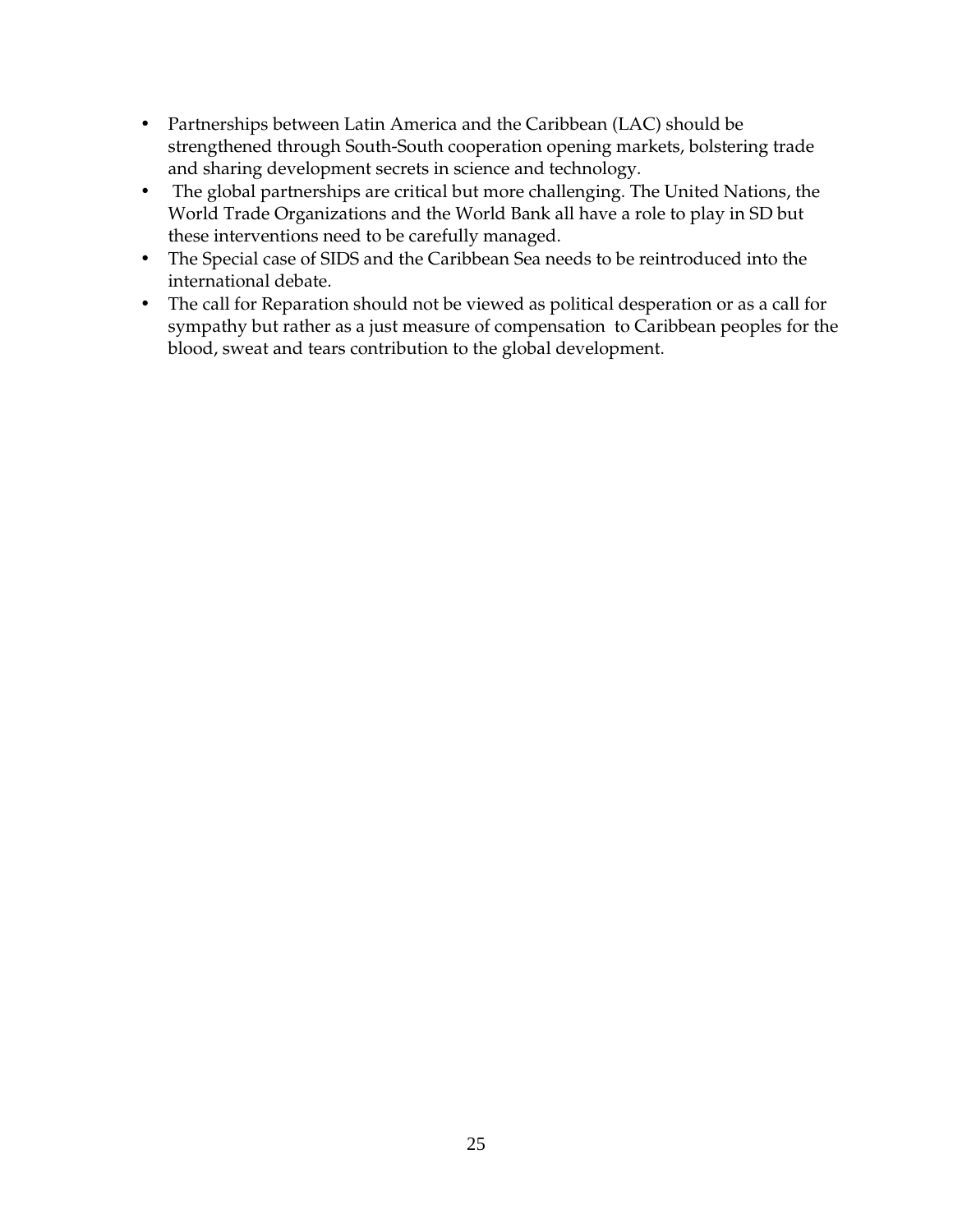- Partnerships between Latin America and the Caribbean (LAC) should be strengthened through South-South cooperation opening markets, bolstering trade and sharing development secrets in science and technology.
- The global partnerships are critical but more challenging. The United Nations, the World Trade Organizations and the World Bank all have a role to play in SD but these interventions need to be carefully managed.
- The Special case of SIDS and the Caribbean Sea needs to be reintroduced into the international debate.
- The call for Reparation should not be viewed as political desperation or as a call for sympathy but rather as a just measure of compensation to Caribbean peoples for the blood, sweat and tears contribution to the global development.